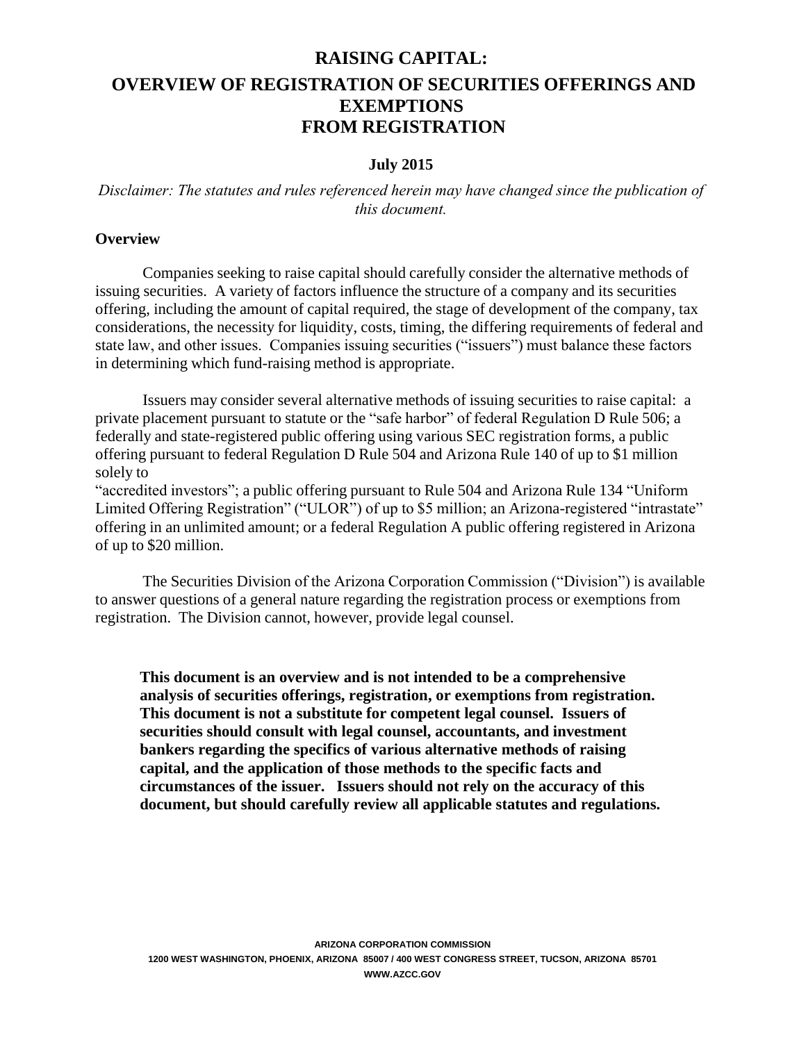# RAISING CAPITAL:

# OVERVIEW OF REGISTRATION OF SECURITIES OFFERINGS AND EXEMPTIONS FROM REGISTRATION

**July 2015**

*Disclaimer: The statutes and rules referenced herein may have changed since the publication of this document.*

**Overview**

Companies seeking to raise capital should carefully consider the alternative methods of issuing securities. A variety of factors influence the structure of a company and its securities offering, including the amount of capital required, the stage of development of the company, tax considerations, the necessity for liquidity, costs, timing, the differing requirements of federal and state law, and other issues. Companies issuing securities ("issuers") must balance these factors in determining which fund-raising method is appropriate.

Issuers may consider several alternative methods of issuing securities to raise capital: a private placement pursuant to statute or the "safe harbor" of federal Regulation D Rule 506; a federally and state-registered public offering using various SEC registration forms, a public offering pursuant to federal Regulation D Rule 504 and Arizona Rule 140 of up to $1 million solely to "accredited investors"; a public offering pursuant to Rule 504 and Arizona Rule 134 "Uniform Limited Offering Registration" ("ULOR") of up to $5 million; an Arizona-registered "intrastate" offering in an unlimited amount; or a federal Regulation A public offering registered in Arizona of up to $20 million.

The Securities Division of the Arizona Corporation Commission ("Division") is available to answer questions of a general nature regarding the registration process or exemptions from registration. The Division cannot, however, provide legal counsel.

**This document is an overview and is not intended to be a comprehensive analysis of securities offerings, registration, or exemptions from registration. This document is not a substitute for competent legal counsel. Issuers of securities should consult with legal counsel, accountants, and investment bankers regarding the specifics of various alternative methods of raising capital, and the application of those methods to the specific facts and circumstances of the issuer. Issuers should not rely on the accuracy of this document, but should carefully review all applicable statutes and regulations.**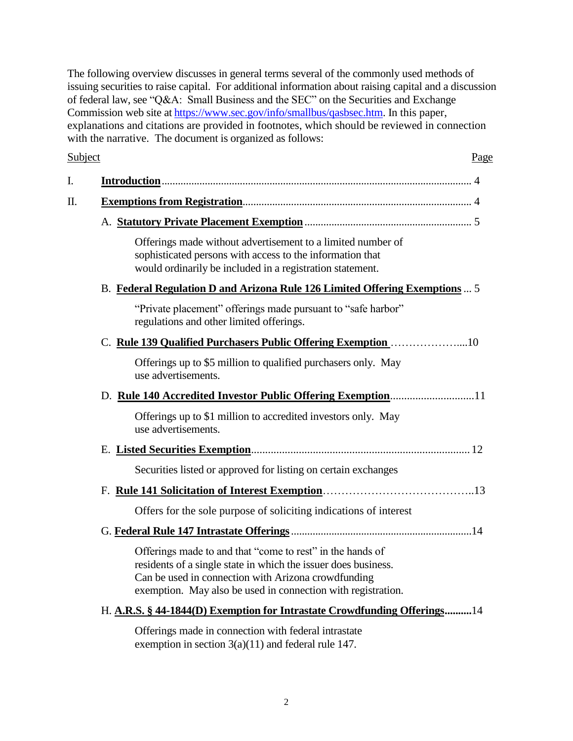The following overview discusses in general terms several of the commonly used methods of issuing securities to raise capital. For additional information about raising capital and a discussion of federal law, see "Q&A: Small Business and the SEC" on the Securities and Exchange Commission web site at https://www.sec.gov/info/smallbus/qasbsec.htm. In this paper, explanations and citations are provided in footnotes, which should be reviewed in connection with the narrative. The document is organized as follows:

| Subject | Page |
|---|---|
| I. **Introduction** | 4 |
| II. **Exemptions from Registration** | 4 |
| A. **Statutory Private Placement Exemption** | 5 |
| Offerings made without advertisement to a limited number of sophisticated persons with access to the information that would ordinarily be included in a registration statement. | |
| B. **Federal Regulation D and Arizona Rule 126 Limited Offering Exemptions** | 5 |
| "Private placement" offerings made pursuant to "safe harbor" regulations and other limited offerings. | |
| C. **Rule 139 Qualified Purchasers Public Offering Exemption** | 10 |
| Offerings up to $5 million to qualified purchasers only. May use advertisements. | |
| D. **Rule 140 Accredited Investor Public Offering Exemption** | 11 |
| Offerings up to $1 million to accredited investors only. May use advertisements. | |
| E. **Listed Securities Exemption** | 12 |
| Securities listed or approved for listing on certain exchanges | |
| F. **Rule 141 Solicitation of Interest Exemption** | 13 |
| Offers for the sole purpose of soliciting indications of interest | |
| G. **Federal Rule 147 Intrastate Offerings** | 14 |
| Offerings made to and that "come to rest" in the hands of residents of a single state in which the issuer does business. Can be used in connection with Arizona crowdfunding exemption. May also be used in connection with registration. | |
| H. **A.R.S. § 44-1844(D) Exemption for Intrastate Crowdfunding Offerings** | 14 |
| Offerings made in connection with federal intrastate exemption in section 3(a)(11) and federal rule 147. | |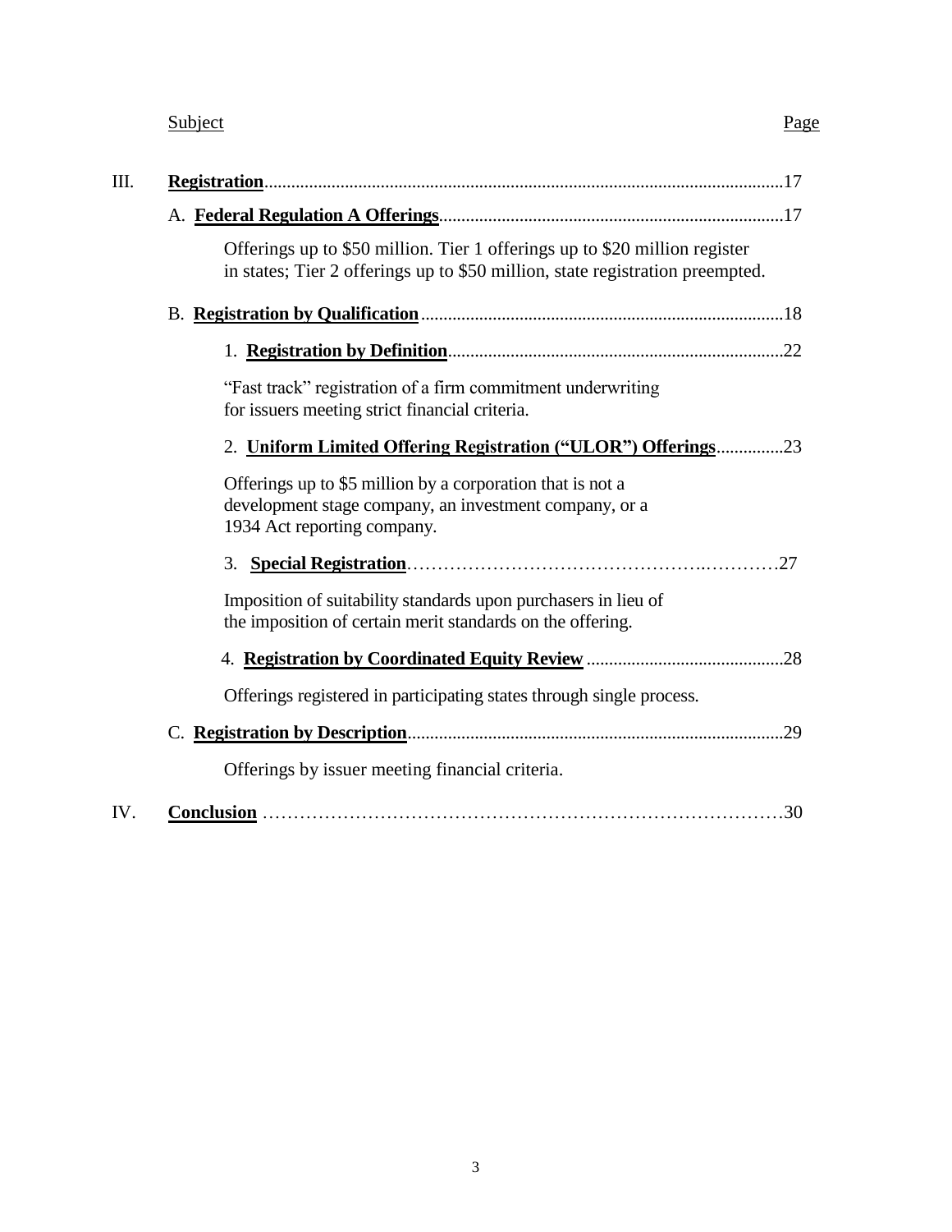| Subject | Page |
|---|---|
| III. **Registration** | 17 |
| A. **Federal Regulation A Offerings** | 17 |
| Offerings up to $50 million. Tier 1 offerings up to $20 million register in states; Tier 2 offerings up to $50 million, state registration preempted. | |
| B. **Registration by Qualification** | 18 |
| 1. **Registration by Definition** | 22 |
| "Fast track" registration of a firm commitment underwriting for issuers meeting strict financial criteria. | |
| 2. **Uniform Limited Offering Registration ("ULOR") Offerings** | 23 |
| Offerings up to $5 million by a corporation that is not a development stage company, an investment company, or a 1934 Act reporting company. | |
| 3. **Special Registration** | 27 |
| Imposition of suitability standards upon purchasers in lieu of the imposition of certain merit standards on the offering. | |
| 4. **Registration by Coordinated Equity Review** | 28 |
| Offerings registered in participating states through single process. | |
| C. **Registration by Description** | 29 |
| Offerings by issuer meeting financial criteria. | |
| IV. **Conclusion** | 30 |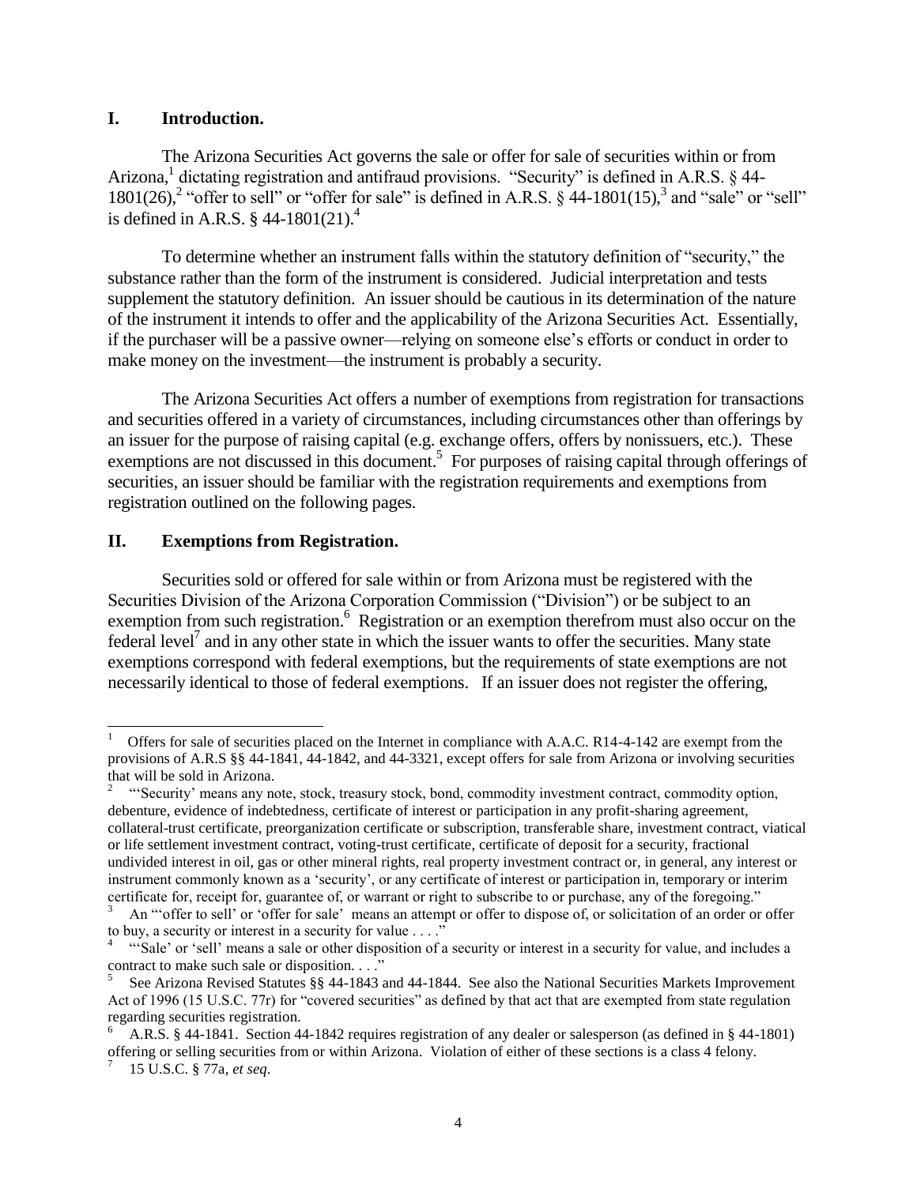## I. Introduction.

The Arizona Securities Act governs the sale or offer for sale of securities within or from Arizona,[1] dictating registration and antifraud provisions. "Security" is defined in A.R.S. § 44-1801(26),[2] "offer to sell" or "offer for sale" is defined in A.R.S. § 44-1801(15),[3] and "sale" or "sell" is defined in A.R.S. § 44-1801(21).[4]

To determine whether an instrument falls within the statutory definition of "security," the substance rather than the form of the instrument is considered. Judicial interpretation and tests supplement the statutory definition. An issuer should be cautious in its determination of the nature of the instrument it intends to offer and the applicability of the Arizona Securities Act. Essentially, if the purchaser will be a passive owner—relying on someone else's efforts or conduct in order to make money on the investment—the instrument is probably a security.

The Arizona Securities Act offers a number of exemptions from registration for transactions and securities offered in a variety of circumstances, including circumstances other than offerings by an issuer for the purpose of raising capital (e.g. exchange offers, offers by nonissuers, etc.). These exemptions are not discussed in this document.[5] For purposes of raising capital through offerings of securities, an issuer should be familiar with the registration requirements and exemptions from registration outlined on the following pages.

## II. Exemptions from Registration.

Securities sold or offered for sale within or from Arizona must be registered with the Securities Division of the Arizona Corporation Commission ("Division") or be subject to an exemption from such registration.[6] Registration or an exemption therefrom must also occur on the federal level[7] and in any other state in which the issuer wants to offer the securities. Many state exemptions correspond with federal exemptions, but the requirements of state exemptions are not necessarily identical to those of federal exemptions. If an issuer does not register the offering,

---

[1] Offers for sale of securities placed on the Internet in compliance with A.A.C. R14-4-142 are exempt from the provisions of A.R.S §§ 44-1841, 44-1842, and 44-3321, except offers for sale from Arizona or involving securities that will be sold in Arizona.

[2] "'Security' means any note, stock, treasury stock, bond, commodity investment contract, commodity option, debenture, evidence of indebtedness, certificate of interest or participation in any profit-sharing agreement, collateral-trust certificate, preorganization certificate or subscription, transferable share, investment contract, viatical or life settlement investment contract, voting-trust certificate, certificate of deposit for a security, fractional undivided interest in oil, gas or other mineral rights, real property investment contract or, in general, any interest or instrument commonly known as a 'security', or any certificate of interest or participation in, temporary or interim certificate for, receipt for, guarantee of, or warrant or right to subscribe to or purchase, any of the foregoing."

[3] An "'offer to sell' or 'offer for sale' means an attempt or offer to dispose of, or solicitation of an order or offer to buy, a security or interest in a security for value . . . ."

[4] "'Sale' or 'sell' means a sale or other disposition of a security or interest in a security for value, and includes a contract to make such sale or disposition. . . ."

[5] See Arizona Revised Statutes §§ 44-1843 and 44-1844. See also the National Securities Markets Improvement Act of 1996 (15 U.S.C. 77r) for "covered securities" as defined by that act that are exempted from state regulation regarding securities registration.

[6] A.R.S. § 44-1841. Section 44-1842 requires registration of any dealer or salesperson (as defined in § 44-1801) offering or selling securities from or within Arizona. Violation of either of these sections is a class 4 felony.

[7] 15 U.S.C. § 77a, *et seq*.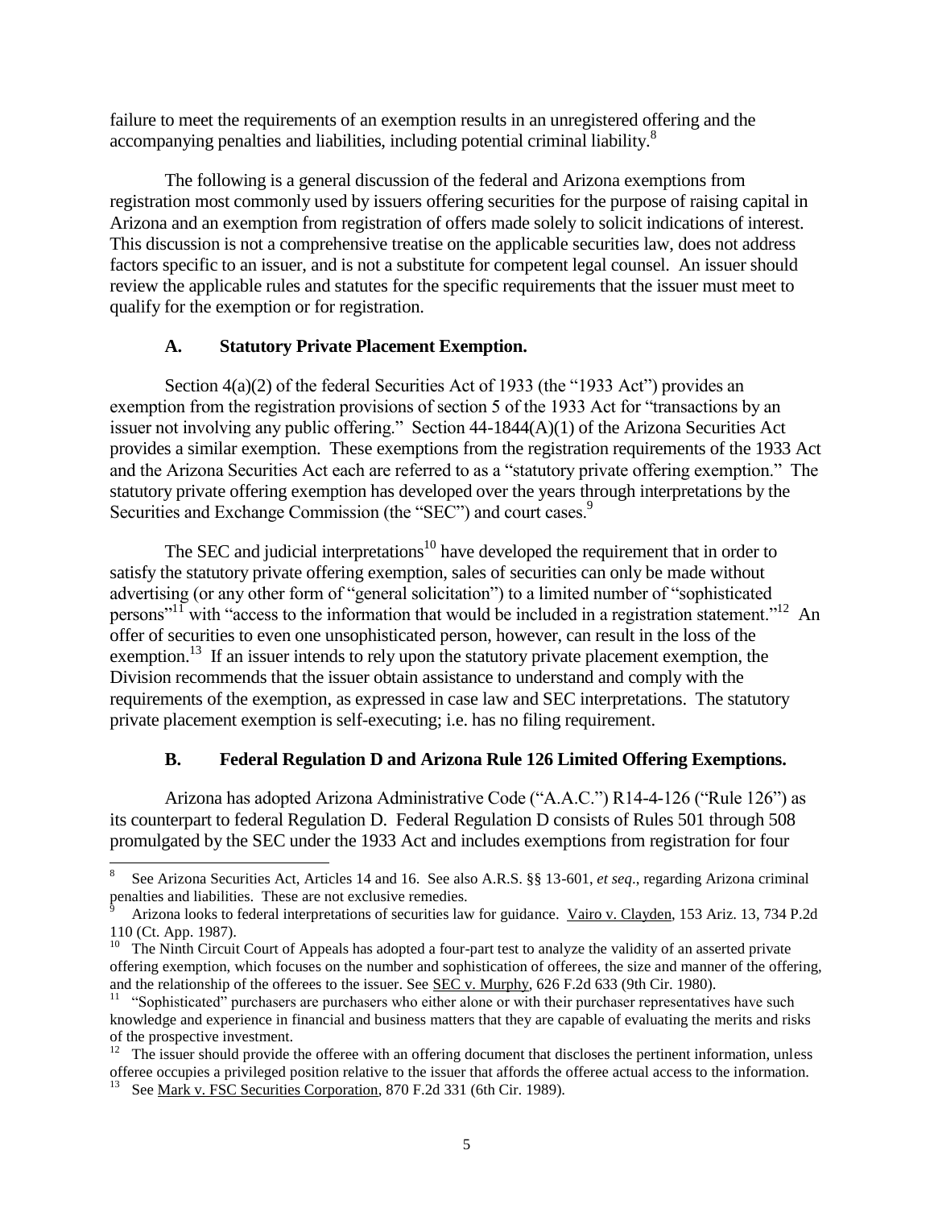failure to meet the requirements of an exemption results in an unregistered offering and the accompanying penalties and liabilities, including potential criminal liability.[8]

The following is a general discussion of the federal and Arizona exemptions from registration most commonly used by issuers offering securities for the purpose of raising capital in Arizona and an exemption from registration of offers made solely to solicit indications of interest. This discussion is not a comprehensive treatise on the applicable securities law, does not address factors specific to an issuer, and is not a substitute for competent legal counsel. An issuer should review the applicable rules and statutes for the specific requirements that the issuer must meet to qualify for the exemption or for registration.

### A. Statutory Private Placement Exemption.

Section 4(a)(2) of the federal Securities Act of 1933 (the "1933 Act") provides an exemption from the registration provisions of section 5 of the 1933 Act for "transactions by an issuer not involving any public offering." Section 44-1844(A)(1) of the Arizona Securities Act provides a similar exemption. These exemptions from the registration requirements of the 1933 Act and the Arizona Securities Act each are referred to as a "statutory private offering exemption." The statutory private offering exemption has developed over the years through interpretations by the Securities and Exchange Commission (the "SEC") and court cases.[9]

The SEC and judicial interpretations[10] have developed the requirement that in order to satisfy the statutory private offering exemption, sales of securities can only be made without advertising (or any other form of "general solicitation") to a limited number of "sophisticated persons"[11] with "access to the information that would be included in a registration statement."[12] An offer of securities to even one unsophisticated person, however, can result in the loss of the exemption.[13] If an issuer intends to rely upon the statutory private placement exemption, the Division recommends that the issuer obtain assistance to understand and comply with the requirements of the exemption, as expressed in case law and SEC interpretations. The statutory private placement exemption is self-executing; i.e. has no filing requirement.

### B. Federal Regulation D and Arizona Rule 126 Limited Offering Exemptions.

Arizona has adopted Arizona Administrative Code ("A.A.C.") R14-4-126 ("Rule 126") as its counterpart to federal Regulation D. Federal Regulation D consists of Rules 501 through 508 promulgated by the SEC under the 1933 Act and includes exemptions from registration for four

---

[8] See Arizona Securities Act, Articles 14 and 16. See also A.R.S. §§ 13-601, *et seq*., regarding Arizona criminal penalties and liabilities. These are not exclusive remedies.

[9] Arizona looks to federal interpretations of securities law for guidance. Vairo v. Clayden, 153 Ariz. 13, 734 P.2d 110 (Ct. App. 1987).

[10] The Ninth Circuit Court of Appeals has adopted a four-part test to analyze the validity of an asserted private offering exemption, which focuses on the number and sophistication of offerees, the size and manner of the offering, and the relationship of the offerees to the issuer. See SEC v. Murphy, 626 F.2d 633 (9th Cir. 1980).

[11] "Sophisticated" purchasers are purchasers who either alone or with their purchaser representatives have such knowledge and experience in financial and business matters that they are capable of evaluating the merits and risks of the prospective investment.

[12] The issuer should provide the offeree with an offering document that discloses the pertinent information, unless offeree occupies a privileged position relative to the issuer that affords the offeree actual access to the information.

[13] See Mark v. FSC Securities Corporation, 870 F.2d 331 (6th Cir. 1989).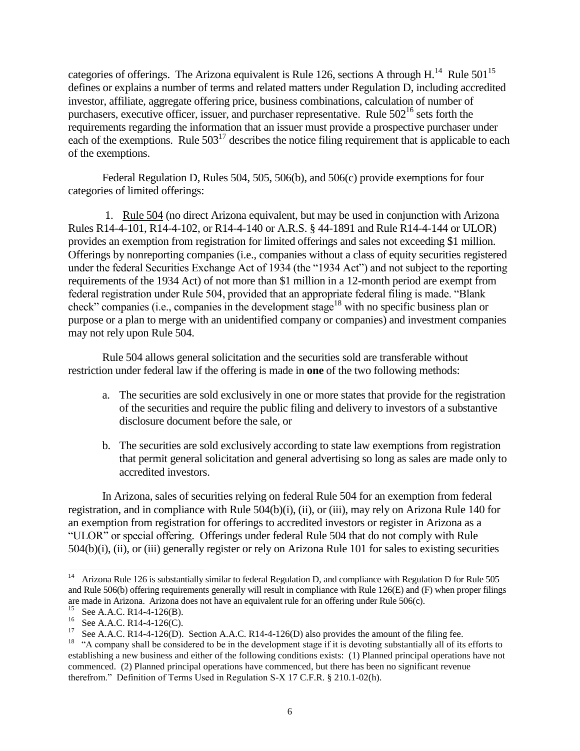categories of offerings. The Arizona equivalent is Rule 126, sections A through H.[14] Rule 501[15] defines or explains a number of terms and related matters under Regulation D, including accredited investor, affiliate, aggregate offering price, business combinations, calculation of number of purchasers, executive officer, issuer, and purchaser representative. Rule 502[16] sets forth the requirements regarding the information that an issuer must provide a prospective purchaser under each of the exemptions. Rule 503[17] describes the notice filing requirement that is applicable to each of the exemptions.

Federal Regulation D, Rules 504, 505, 506(b), and 506(c) provide exemptions for four categories of limited offerings:

1. Rule 504 (no direct Arizona equivalent, but may be used in conjunction with Arizona Rules R14-4-101, R14-4-102, or R14-4-140 or A.R.S. § 44-1891 and Rule R14-4-144 or ULOR) provides an exemption from registration for limited offerings and sales not exceeding $1 million. Offerings by nonreporting companies (i.e., companies without a class of equity securities registered under the federal Securities Exchange Act of 1934 (the "1934 Act") and not subject to the reporting requirements of the 1934 Act) of not more than $1 million in a 12-month period are exempt from federal registration under Rule 504, provided that an appropriate federal filing is made. "Blank check" companies (i.e., companies in the development stage[18] with no specific business plan or purpose or a plan to merge with an unidentified company or companies) and investment companies may not rely upon Rule 504.

Rule 504 allows general solicitation and the securities sold are transferable without restriction under federal law if the offering is made in **one** of the two following methods:

a. The securities are sold exclusively in one or more states that provide for the registration of the securities and require the public filing and delivery to investors of a substantive disclosure document before the sale, or

b. The securities are sold exclusively according to state law exemptions from registration that permit general solicitation and general advertising so long as sales are made only to accredited investors.

In Arizona, sales of securities relying on federal Rule 504 for an exemption from federal registration, and in compliance with Rule 504(b)(i), (ii), or (iii), may rely on Arizona Rule 140 for an exemption from registration for offerings to accredited investors or register in Arizona as a "ULOR" or special offering. Offerings under federal Rule 504 that do not comply with Rule 504(b)(i), (ii), or (iii) generally register or rely on Arizona Rule 101 for sales to existing securities

---

[14] Arizona Rule 126 is substantially similar to federal Regulation D, and compliance with Regulation D for Rule 505 and Rule 506(b) offering requirements generally will result in compliance with Rule 126(E) and (F) when proper filings are made in Arizona. Arizona does not have an equivalent rule for an offering under Rule 506(c).

[15] See A.A.C. R14-4-126(B).

[16] See A.A.C. R14-4-126(C).

[17] See A.A.C. R14-4-126(D). Section A.A.C. R14-4-126(D) also provides the amount of the filing fee.

[18] "A company shall be considered to be in the development stage if it is devoting substantially all of its efforts to establishing a new business and either of the following conditions exists: (1) Planned principal operations have not commenced. (2) Planned principal operations have commenced, but there has been no significant revenue therefrom." Definition of Terms Used in Regulation S-X 17 C.F.R. § 210.1-02(h).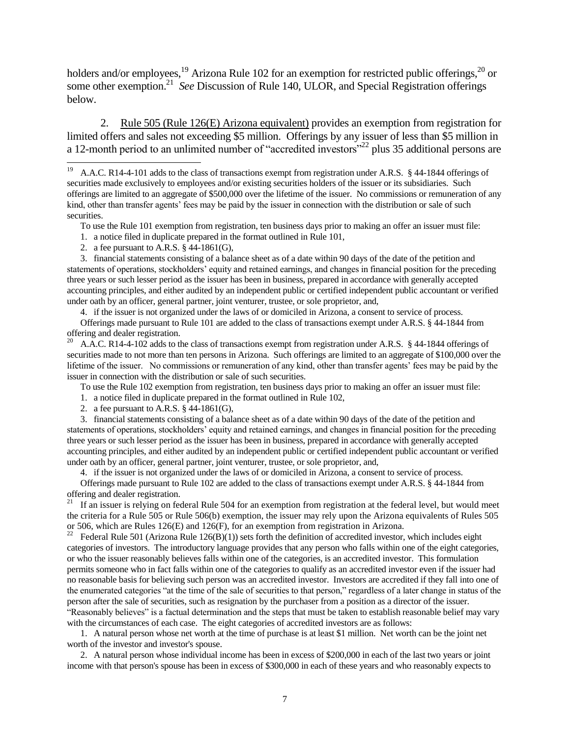holders and/or employees,[19] Arizona Rule 102 for an exemption for restricted public offerings,[20] or some other exemption.[21] *See* Discussion of Rule 140, ULOR, and Special Registration offerings below.

2. Rule 505 (Rule 126(E) Arizona equivalent) provides an exemption from registration for limited offers and sales not exceeding $5 million. Offerings by any issuer of less than $5 million in a 12-month period to an unlimited number of "accredited investors"[22] plus 35 additional persons are

---

[19] A.A.C. R14-4-101 adds to the class of transactions exempt from registration under A.R.S. § 44-1844 offerings of securities made exclusively to employees and/or existing securities holders of the issuer or its subsidiaries. Such offerings are limited to an aggregate of $500,000 over the lifetime of the issuer. No commissions or remuneration of any kind, other than transfer agents' fees may be paid by the issuer in connection with the distribution or sale of such securities.

To use the Rule 101 exemption from registration, ten business days prior to making an offer an issuer must file:

1. a notice filed in duplicate prepared in the format outlined in Rule 101,
2. a fee pursuant to A.R.S. § 44-1861(G),
3. financial statements consisting of a balance sheet as of a date within 90 days of the date of the petition and statements of operations, stockholders' equity and retained earnings, and changes in financial position for the preceding three years or such lesser period as the issuer has been in business, prepared in accordance with generally accepted accounting principles, and either audited by an independent public or certified independent public accountant or verified under oath by an officer, general partner, joint venturer, trustee, or sole proprietor, and,
4. if the issuer is not organized under the laws of or domiciled in Arizona, a consent to service of process.

Offerings made pursuant to Rule 101 are added to the class of transactions exempt under A.R.S. § 44-1844 from offering and dealer registration.

[20] A.A.C. R14-4-102 adds to the class of transactions exempt from registration under A.R.S. § 44-1844 offerings of securities made to not more than ten persons in Arizona. Such offerings are limited to an aggregate of $100,000 over the lifetime of the issuer. No commissions or remuneration of any kind, other than transfer agents' fees may be paid by the issuer in connection with the distribution or sale of such securities.

To use the Rule 102 exemption from registration, ten business days prior to making an offer an issuer must file:

1. a notice filed in duplicate prepared in the format outlined in Rule 102,
2. a fee pursuant to A.R.S. § 44-1861(G),
3. financial statements consisting of a balance sheet as of a date within 90 days of the date of the petition and statements of operations, stockholders' equity and retained earnings, and changes in financial position for the preceding three years or such lesser period as the issuer has been in business, prepared in accordance with generally accepted accounting principles, and either audited by an independent public or certified independent public accountant or verified under oath by an officer, general partner, joint venturer, trustee, or sole proprietor, and,
4. if the issuer is not organized under the laws of or domiciled in Arizona, a consent to service of process.

Offerings made pursuant to Rule 102 are added to the class of transactions exempt under A.R.S. § 44-1844 from offering and dealer registration.

[21] If an issuer is relying on federal Rule 504 for an exemption from registration at the federal level, but would meet the criteria for a Rule 505 or Rule 506(b) exemption, the issuer may rely upon the Arizona equivalents of Rules 505 or 506, which are Rules 126(E) and 126(F), for an exemption from registration in Arizona.

[22] Federal Rule 501 (Arizona Rule 126(B)(1)) sets forth the definition of accredited investor, which includes eight categories of investors. The introductory language provides that any person who falls within one of the eight categories, or who the issuer reasonably believes falls within one of the categories, is an accredited investor. This formulation permits someone who in fact falls within one of the categories to qualify as an accredited investor even if the issuer had no reasonable basis for believing such person was an accredited investor. Investors are accredited if they fall into one of the enumerated categories "at the time of the sale of securities to that person," regardless of a later change in status of the person after the sale of securities, such as resignation by the purchaser from a position as a director of the issuer. "Reasonably believes" is a factual determination and the steps that must be taken to establish reasonable belief may vary with the circumstances of each case. The eight categories of accredited investors are as follows:

1. A natural person whose net worth at the time of purchase is at least $1 million. Net worth can be the joint net worth of the investor and investor's spouse.
2. A natural person whose individual income has been in excess of $200,000 in each of the last two years or joint income with that person's spouse has been in excess of $300,000 in each of these years and who reasonably expects to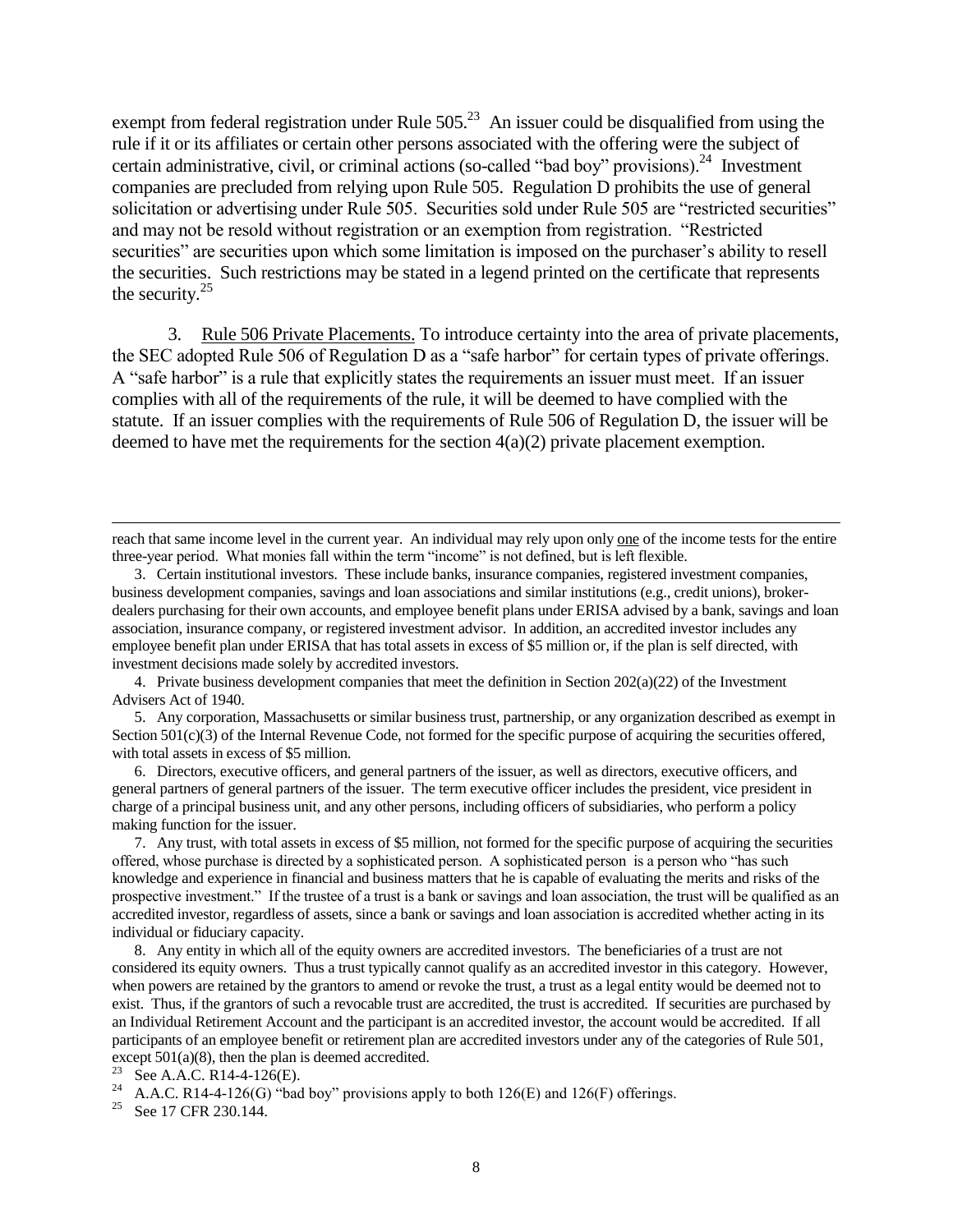exempt from federal registration under Rule 505.[23] An issuer could be disqualified from using the rule if it or its affiliates or certain other persons associated with the offering were the subject of certain administrative, civil, or criminal actions (so-called "bad boy" provisions).[24] Investment companies are precluded from relying upon Rule 505. Regulation D prohibits the use of general solicitation or advertising under Rule 505. Securities sold under Rule 505 are "restricted securities" and may not be resold without registration or an exemption from registration. "Restricted securities" are securities upon which some limitation is imposed on the purchaser's ability to resell the securities. Such restrictions may be stated in a legend printed on the certificate that represents the security.[25]

3. Rule 506 Private Placements. To introduce certainty into the area of private placements, the SEC adopted Rule 506 of Regulation D as a "safe harbor" for certain types of private offerings. A "safe harbor" is a rule that explicitly states the requirements an issuer must meet. If an issuer complies with all of the requirements of the rule, it will be deemed to have complied with the statute. If an issuer complies with the requirements of Rule 506 of Regulation D, the issuer will be deemed to have met the requirements for the section 4(a)(2) private placement exemption.

---

reach that same income level in the current year. An individual may rely upon only one of the income tests for the entire three-year period. What monies fall within the term "income" is not defined, but is left flexible.

3. Certain institutional investors. These include banks, insurance companies, registered investment companies, business development companies, savings and loan associations and similar institutions (e.g., credit unions), broker-dealers purchasing for their own accounts, and employee benefit plans under ERISA advised by a bank, savings and loan association, insurance company, or registered investment advisor. In addition, an accredited investor includes any employee benefit plan under ERISA that has total assets in excess of $5 million or, if the plan is self directed, with investment decisions made solely by accredited investors.

4. Private business development companies that meet the definition in Section 202(a)(22) of the Investment Advisers Act of 1940.

5. Any corporation, Massachusetts or similar business trust, partnership, or any organization described as exempt in Section 501(c)(3) of the Internal Revenue Code, not formed for the specific purpose of acquiring the securities offered, with total assets in excess of $5 million.

6. Directors, executive officers, and general partners of the issuer, as well as directors, executive officers, and general partners of general partners of the issuer. The term executive officer includes the president, vice president in charge of a principal business unit, and any other persons, including officers of subsidiaries, who perform a policy making function for the issuer.

7. Any trust, with total assets in excess of $5 million, not formed for the specific purpose of acquiring the securities offered, whose purchase is directed by a sophisticated person. A sophisticated person is a person who "has such knowledge and experience in financial and business matters that he is capable of evaluating the merits and risks of the prospective investment." If the trustee of a trust is a bank or savings and loan association, the trust will be qualified as an accredited investor, regardless of assets, since a bank or savings and loan association is accredited whether acting in its individual or fiduciary capacity.

8. Any entity in which all of the equity owners are accredited investors. The beneficiaries of a trust are not considered its equity owners. Thus a trust typically cannot qualify as an accredited investor in this category. However, when powers are retained by the grantors to amend or revoke the trust, a trust as a legal entity would be deemed not to exist. Thus, if the grantors of such a revocable trust are accredited, the trust is accredited. If securities are purchased by an Individual Retirement Account and the participant is an accredited investor, the account would be accredited. If all participants of an employee benefit or retirement plan are accredited investors under any of the categories of Rule 501, except 501(a)(8), then the plan is deemed accredited.

[23] See A.A.C. R14-4-126(E).

[24] A.A.C. R14-4-126(G) "bad boy" provisions apply to both 126(E) and 126(F) offerings.

[25] See 17 CFR 230.144.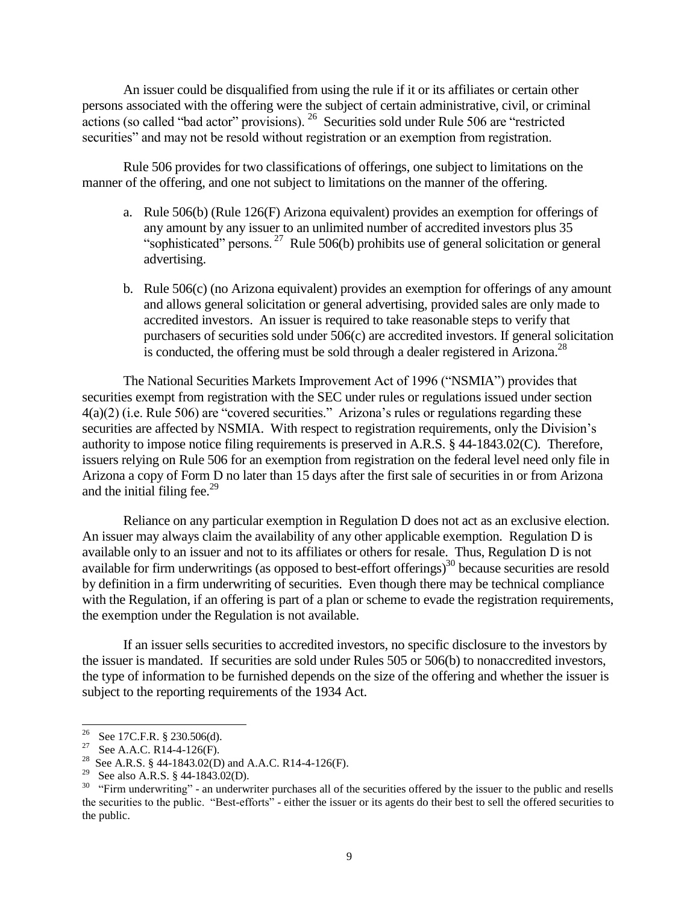An issuer could be disqualified from using the rule if it or its affiliates or certain other persons associated with the offering were the subject of certain administrative, civil, or criminal actions (so called "bad actor" provisions). [26] Securities sold under Rule 506 are "restricted securities" and may not be resold without registration or an exemption from registration.

Rule 506 provides for two classifications of offerings, one subject to limitations on the manner of the offering, and one not subject to limitations on the manner of the offering.

a. Rule 506(b) (Rule 126(F) Arizona equivalent) provides an exemption for offerings of any amount by any issuer to an unlimited number of accredited investors plus 35 "sophisticated" persons. [27] Rule 506(b) prohibits use of general solicitation or general advertising.

b. Rule 506(c) (no Arizona equivalent) provides an exemption for offerings of any amount and allows general solicitation or general advertising, provided sales are only made to accredited investors. An issuer is required to take reasonable steps to verify that purchasers of securities sold under 506(c) are accredited investors. If general solicitation is conducted, the offering must be sold through a dealer registered in Arizona.[28]

The National Securities Markets Improvement Act of 1996 ("NSMIA") provides that securities exempt from registration with the SEC under rules or regulations issued under section 4(a)(2) (i.e. Rule 506) are "covered securities." Arizona's rules or regulations regarding these securities are affected by NSMIA. With respect to registration requirements, only the Division's authority to impose notice filing requirements is preserved in A.R.S. § 44-1843.02(C). Therefore, issuers relying on Rule 506 for an exemption from registration on the federal level need only file in Arizona a copy of Form D no later than 15 days after the first sale of securities in or from Arizona and the initial filing fee.[29]

Reliance on any particular exemption in Regulation D does not act as an exclusive election. An issuer may always claim the availability of any other applicable exemption. Regulation D is available only to an issuer and not to its affiliates or others for resale. Thus, Regulation D is not available for firm underwritings (as opposed to best-effort offerings)[30] because securities are resold by definition in a firm underwriting of securities. Even though there may be technical compliance with the Regulation, if an offering is part of a plan or scheme to evade the registration requirements, the exemption under the Regulation is not available.

If an issuer sells securities to accredited investors, no specific disclosure to the investors by the issuer is mandated. If securities are sold under Rules 505 or 506(b) to nonaccredited investors, the type of information to be furnished depends on the size of the offering and whether the issuer is subject to the reporting requirements of the 1934 Act.

---

[26] See 17C.F.R. § 230.506(d).

[27] See A.A.C. R14-4-126(F).

[28] See A.R.S. § 44-1843.02(D) and A.A.C. R14-4-126(F).

[29] See also A.R.S. § 44-1843.02(D).

[30] "Firm underwriting" - an underwriter purchases all of the securities offered by the issuer to the public and resells the securities to the public. "Best-efforts" - either the issuer or its agents do their best to sell the offered securities to the public.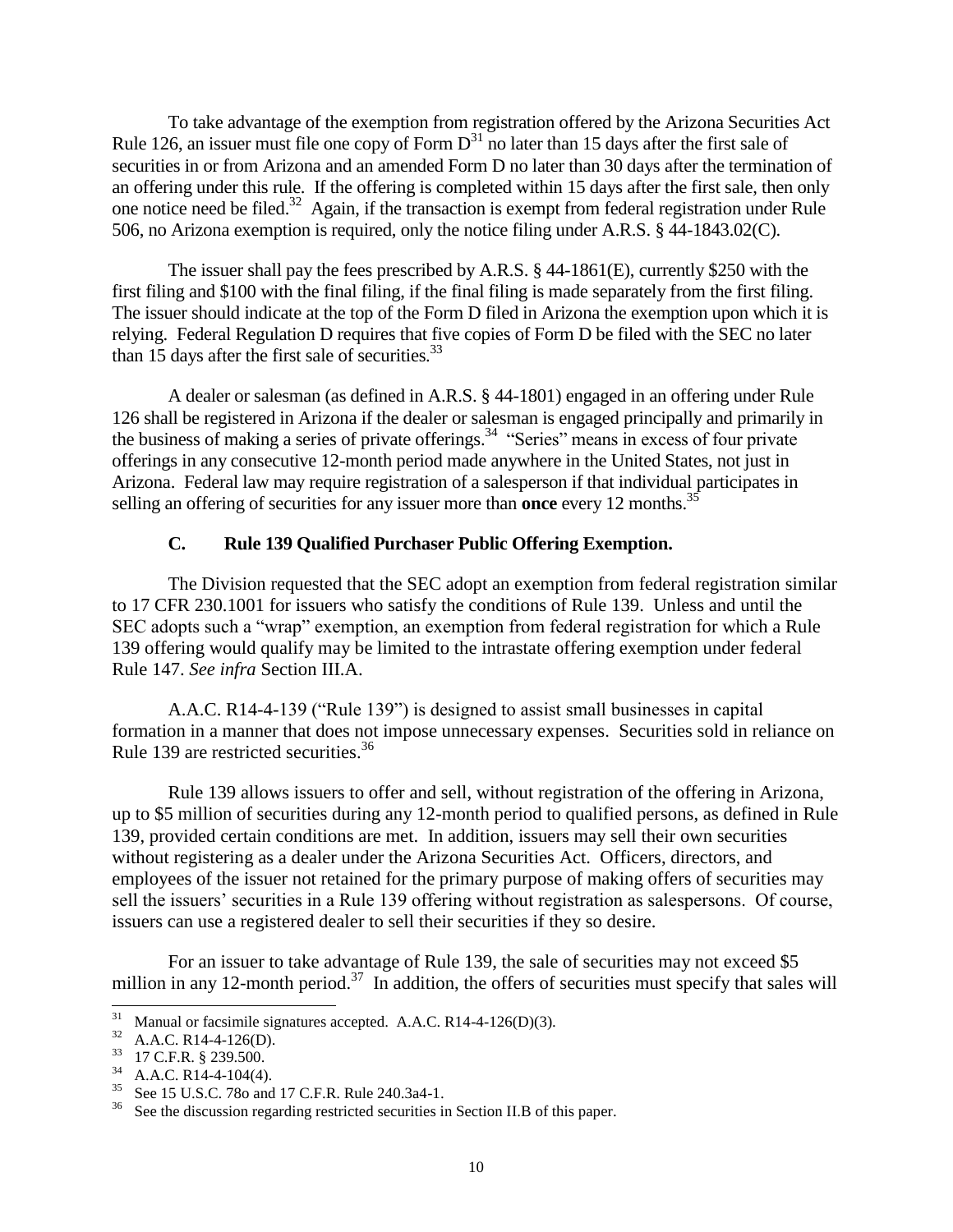To take advantage of the exemption from registration offered by the Arizona Securities Act Rule 126, an issuer must file one copy of Form D[31] no later than 15 days after the first sale of securities in or from Arizona and an amended Form D no later than 30 days after the termination of an offering under this rule. If the offering is completed within 15 days after the first sale, then only one notice need be filed.[32] Again, if the transaction is exempt from federal registration under Rule 506, no Arizona exemption is required, only the notice filing under A.R.S. § 44-1843.02(C).

The issuer shall pay the fees prescribed by A.R.S. § 44-1861(E), currently $250 with the first filing and $100 with the final filing, if the final filing is made separately from the first filing. The issuer should indicate at the top of the Form D filed in Arizona the exemption upon which it is relying. Federal Regulation D requires that five copies of Form D be filed with the SEC no later than 15 days after the first sale of securities.[33]

A dealer or salesman (as defined in A.R.S. § 44-1801) engaged in an offering under Rule 126 shall be registered in Arizona if the dealer or salesman is engaged principally and primarily in the business of making a series of private offerings.[34] "Series" means in excess of four private offerings in any consecutive 12-month period made anywhere in the United States, not just in Arizona. Federal law may require registration of a salesperson if that individual participates in selling an offering of securities for any issuer more than **once** every 12 months.[35]

### C. Rule 139 Qualified Purchaser Public Offering Exemption.

The Division requested that the SEC adopt an exemption from federal registration similar to 17 CFR 230.1001 for issuers who satisfy the conditions of Rule 139. Unless and until the SEC adopts such a "wrap" exemption, an exemption from federal registration for which a Rule 139 offering would qualify may be limited to the intrastate offering exemption under federal Rule 147. *See infra* Section III.A.

A.A.C. R14-4-139 ("Rule 139") is designed to assist small businesses in capital formation in a manner that does not impose unnecessary expenses. Securities sold in reliance on Rule 139 are restricted securities.[36]

Rule 139 allows issuers to offer and sell, without registration of the offering in Arizona, up to $5 million of securities during any 12-month period to qualified persons, as defined in Rule 139, provided certain conditions are met. In addition, issuers may sell their own securities without registering as a dealer under the Arizona Securities Act. Officers, directors, and employees of the issuer not retained for the primary purpose of making offers of securities may sell the issuers' securities in a Rule 139 offering without registration as salespersons. Of course, issuers can use a registered dealer to sell their securities if they so desire.

For an issuer to take advantage of Rule 139, the sale of securities may not exceed $5 million in any 12-month period.[37] In addition, the offers of securities must specify that sales will

---

[31] Manual or facsimile signatures accepted. A.A.C. R14-4-126(D)(3).

[32] A.A.C. R14-4-126(D).

[33] 17 C.F.R. § 239.500.

[34] A.A.C. R14-4-104(4).

[35] See 15 U.S.C. 78o and 17 C.F.R. Rule 240.3a4-1.

[36] See the discussion regarding restricted securities in Section II.B of this paper.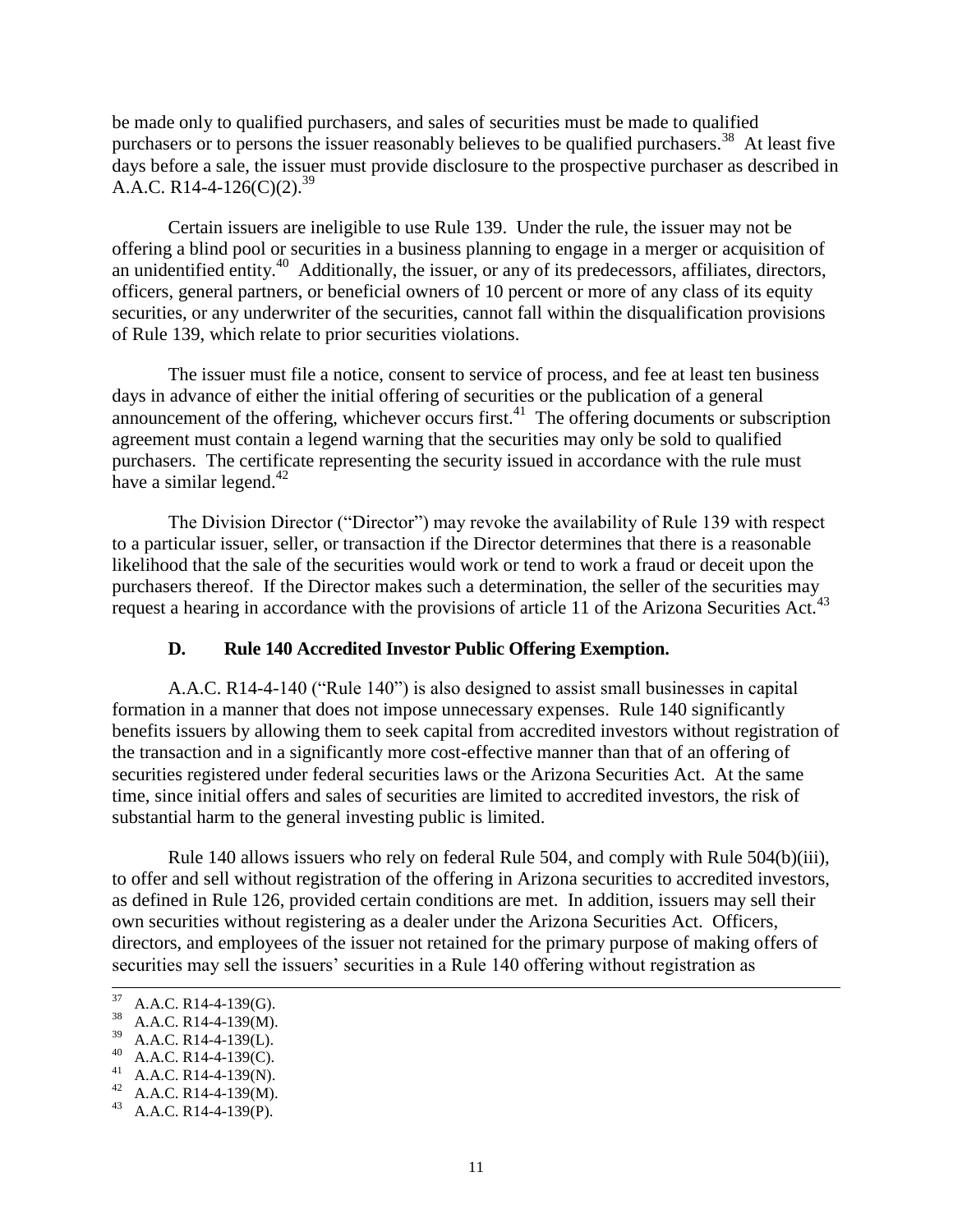be made only to qualified purchasers, and sales of securities must be made to qualified purchasers or to persons the issuer reasonably believes to be qualified purchasers.[38] At least five days before a sale, the issuer must provide disclosure to the prospective purchaser as described in A.A.C. R14-4-126(C)(2).[39]

Certain issuers are ineligible to use Rule 139. Under the rule, the issuer may not be offering a blind pool or securities in a business planning to engage in a merger or acquisition of an unidentified entity.[40] Additionally, the issuer, or any of its predecessors, affiliates, directors, officers, general partners, or beneficial owners of 10 percent or more of any class of its equity securities, or any underwriter of the securities, cannot fall within the disqualification provisions of Rule 139, which relate to prior securities violations.

The issuer must file a notice, consent to service of process, and fee at least ten business days in advance of either the initial offering of securities or the publication of a general announcement of the offering, whichever occurs first.[41] The offering documents or subscription agreement must contain a legend warning that the securities may only be sold to qualified purchasers. The certificate representing the security issued in accordance with the rule must have a similar legend.[42]

The Division Director ("Director") may revoke the availability of Rule 139 with respect to a particular issuer, seller, or transaction if the Director determines that there is a reasonable likelihood that the sale of the securities would work or tend to work a fraud or deceit upon the purchasers thereof. If the Director makes such a determination, the seller of the securities may request a hearing in accordance with the provisions of article 11 of the Arizona Securities Act.[43]

### D. Rule 140 Accredited Investor Public Offering Exemption.

A.A.C. R14-4-140 ("Rule 140") is also designed to assist small businesses in capital formation in a manner that does not impose unnecessary expenses. Rule 140 significantly benefits issuers by allowing them to seek capital from accredited investors without registration of the transaction and in a significantly more cost-effective manner than that of an offering of securities registered under federal securities laws or the Arizona Securities Act. At the same time, since initial offers and sales of securities are limited to accredited investors, the risk of substantial harm to the general investing public is limited.

Rule 140 allows issuers who rely on federal Rule 504, and comply with Rule 504(b)(iii), to offer and sell without registration of the offering in Arizona securities to accredited investors, as defined in Rule 126, provided certain conditions are met. In addition, issuers may sell their own securities without registering as a dealer under the Arizona Securities Act. Officers, directors, and employees of the issuer not retained for the primary purpose of making offers of securities may sell the issuers' securities in a Rule 140 offering without registration as

---

[37] A.A.C. R14-4-139(G).

[38] A.A.C. R14-4-139(M).

[39] A.A.C. R14-4-139(L).

[40] A.A.C. R14-4-139(C).

[41] A.A.C. R14-4-139(N).

[42] A.A.C. R14-4-139(M).

[43] A.A.C. R14-4-139(P).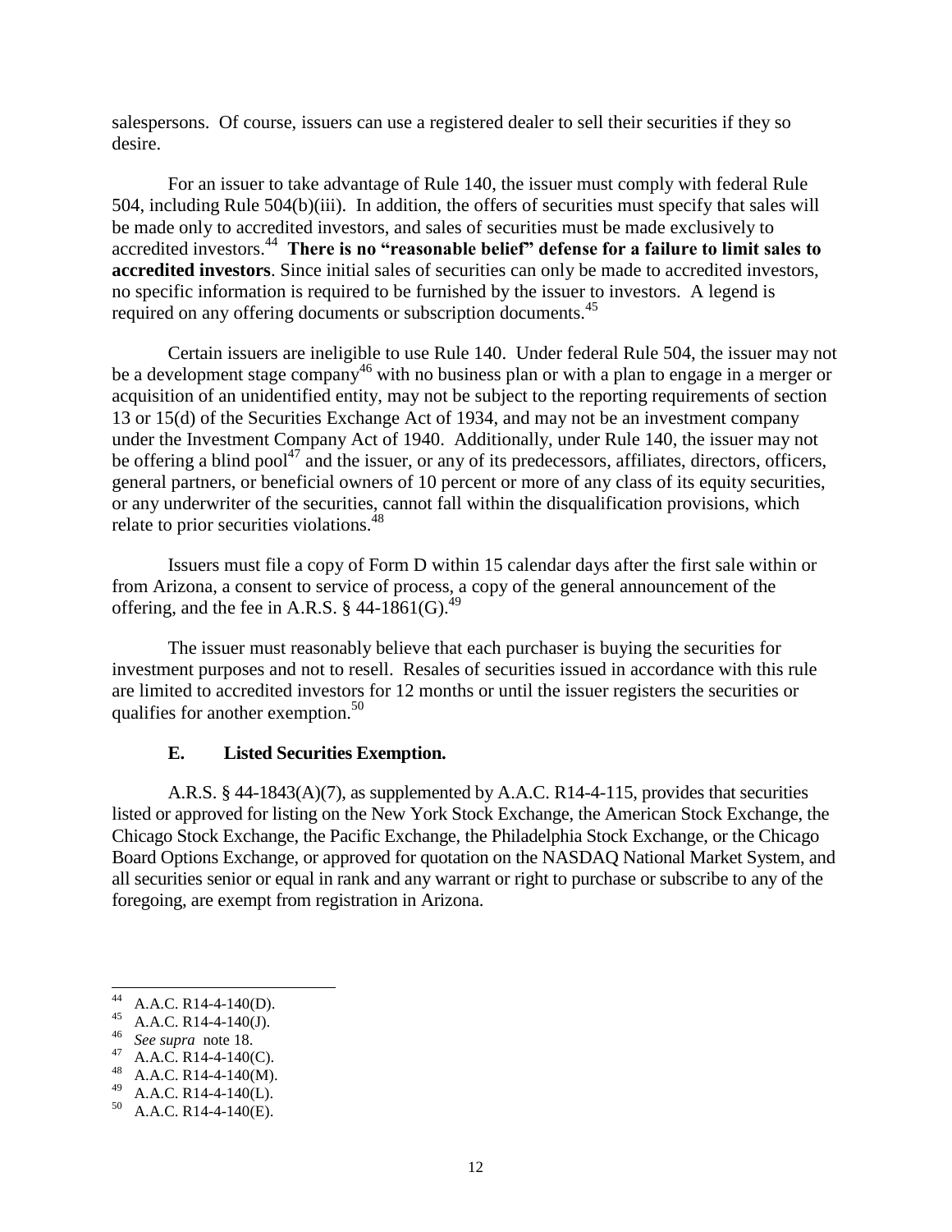salespersons. Of course, issuers can use a registered dealer to sell their securities if they so desire.

For an issuer to take advantage of Rule 140, the issuer must comply with federal Rule 504, including Rule 504(b)(iii). In addition, the offers of securities must specify that sales will be made only to accredited investors, and sales of securities must be made exclusively to accredited investors.[44] **There is no "reasonable belief" defense for a failure to limit sales to accredited investors**. Since initial sales of securities can only be made to accredited investors, no specific information is required to be furnished by the issuer to investors. A legend is required on any offering documents or subscription documents.[45]

Certain issuers are ineligible to use Rule 140. Under federal Rule 504, the issuer may not be a development stage company[46] with no business plan or with a plan to engage in a merger or acquisition of an unidentified entity, may not be subject to the reporting requirements of section 13 or 15(d) of the Securities Exchange Act of 1934, and may not be an investment company under the Investment Company Act of 1940. Additionally, under Rule 140, the issuer may not be offering a blind pool[47] and the issuer, or any of its predecessors, affiliates, directors, officers, general partners, or beneficial owners of 10 percent or more of any class of its equity securities, or any underwriter of the securities, cannot fall within the disqualification provisions, which relate to prior securities violations.[48]

Issuers must file a copy of Form D within 15 calendar days after the first sale within or from Arizona, a consent to service of process, a copy of the general announcement of the offering, and the fee in A.R.S. § 44-1861(G).[49]

The issuer must reasonably believe that each purchaser is buying the securities for investment purposes and not to resell. Resales of securities issued in accordance with this rule are limited to accredited investors for 12 months or until the issuer registers the securities or qualifies for another exemption.[50]

### E. Listed Securities Exemption.

A.R.S. § 44-1843(A)(7), as supplemented by A.A.C. R14-4-115, provides that securities listed or approved for listing on the New York Stock Exchange, the American Stock Exchange, the Chicago Stock Exchange, the Pacific Exchange, the Philadelphia Stock Exchange, or the Chicago Board Options Exchange, or approved for quotation on the NASDAQ National Market System, and all securities senior or equal in rank and any warrant or right to purchase or subscribe to any of the foregoing, are exempt from registration in Arizona.

---

[44] A.A.C. R14-4-140(D).
[45] A.A.C. R14-4-140(J).
[46] *See supra* note 18.
[47] A.A.C. R14-4-140(C).
[48] A.A.C. R14-4-140(M).
[49] A.A.C. R14-4-140(L).
[50] A.A.C. R14-4-140(E).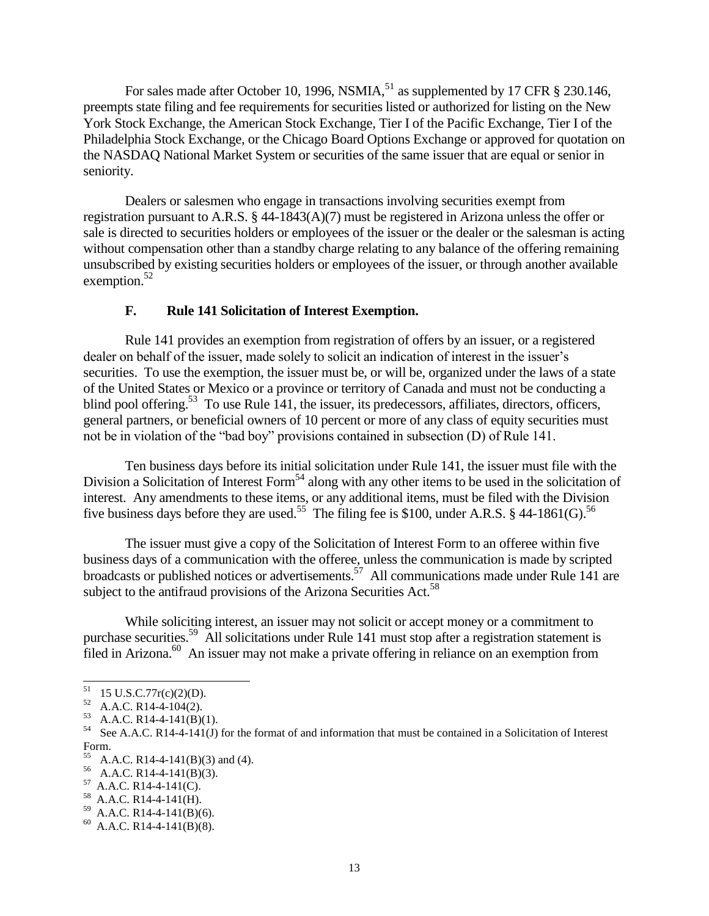For sales made after October 10, 1996, NSMIA,[51] as supplemented by 17 CFR § 230.146, preempts state filing and fee requirements for securities listed or authorized for listing on the New York Stock Exchange, the American Stock Exchange, Tier I of the Pacific Exchange, Tier I of the Philadelphia Stock Exchange, or the Chicago Board Options Exchange or approved for quotation on the NASDAQ National Market System or securities of the same issuer that are equal or senior in seniority.

Dealers or salesmen who engage in transactions involving securities exempt from registration pursuant to A.R.S. § 44-1843(A)(7) must be registered in Arizona unless the offer or sale is directed to securities holders or employees of the issuer or the dealer or the salesman is acting without compensation other than a standby charge relating to any balance of the offering remaining unsubscribed by existing securities holders or employees of the issuer, or through another available exemption.[52]

### F. Rule 141 Solicitation of Interest Exemption.

Rule 141 provides an exemption from registration of offers by an issuer, or a registered dealer on behalf of the issuer, made solely to solicit an indication of interest in the issuer's securities. To use the exemption, the issuer must be, or will be, organized under the laws of a state of the United States or Mexico or a province or territory of Canada and must not be conducting a blind pool offering.[53] To use Rule 141, the issuer, its predecessors, affiliates, directors, officers, general partners, or beneficial owners of 10 percent or more of any class of equity securities must not be in violation of the "bad boy" provisions contained in subsection (D) of Rule 141.

Ten business days before its initial solicitation under Rule 141, the issuer must file with the Division a Solicitation of Interest Form[54] along with any other items to be used in the solicitation of interest. Any amendments to these items, or any additional items, must be filed with the Division five business days before they are used.[55] The filing fee is $100, under A.R.S. § 44-1861(G).[56]

The issuer must give a copy of the Solicitation of Interest Form to an offeree within five business days of a communication with the offeree, unless the communication is made by scripted broadcasts or published notices or advertisements.[57] All communications made under Rule 141 are subject to the antifraud provisions of the Arizona Securities Act.[58]

While soliciting interest, an issuer may not solicit or accept money or a commitment to purchase securities.[59] All solicitations under Rule 141 must stop after a registration statement is filed in Arizona.[60] An issuer may not make a private offering in reliance on an exemption from

---

[51] 15 U.S.C.77r(c)(2)(D).

[52] A.A.C. R14-4-104(2).

[53] A.A.C. R14-4-141(B)(1).

[54] See A.A.C. R14-4-141(J) for the format of and information that must be contained in a Solicitation of Interest Form.

[55] A.A.C. R14-4-141(B)(3) and (4).

[56] A.A.C. R14-4-141(B)(3).

[57] A.A.C. R14-4-141(C).

[58] A.A.C. R14-4-141(H).

[59] A.A.C. R14-4-141(B)(6).

[60] A.A.C. R14-4-141(B)(8).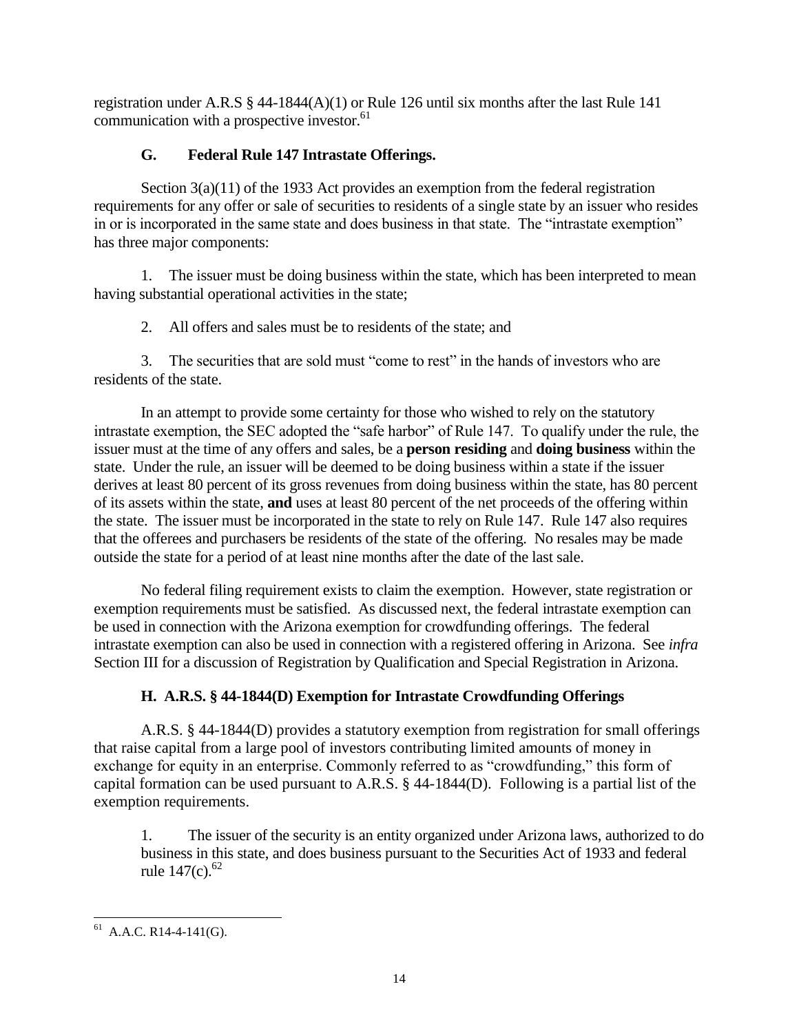registration under A.R.S § 44-1844(A)(1) or Rule 126 until six months after the last Rule 141 communication with a prospective investor.[61]

### G. Federal Rule 147 Intrastate Offerings.

Section 3(a)(11) of the 1933 Act provides an exemption from the federal registration requirements for any offer or sale of securities to residents of a single state by an issuer who resides in or is incorporated in the same state and does business in that state. The "intrastate exemption" has three major components:

1. The issuer must be doing business within the state, which has been interpreted to mean having substantial operational activities in the state;

2. All offers and sales must be to residents of the state; and

3. The securities that are sold must "come to rest" in the hands of investors who are residents of the state.

In an attempt to provide some certainty for those who wished to rely on the statutory intrastate exemption, the SEC adopted the "safe harbor" of Rule 147. To qualify under the rule, the issuer must at the time of any offers and sales, be a **person residing** and **doing business** within the state. Under the rule, an issuer will be deemed to be doing business within a state if the issuer derives at least 80 percent of its gross revenues from doing business within the state, has 80 percent of its assets within the state, **and** uses at least 80 percent of the net proceeds of the offering within the state. The issuer must be incorporated in the state to rely on Rule 147. Rule 147 also requires that the offerees and purchasers be residents of the state of the offering. No resales may be made outside the state for a period of at least nine months after the date of the last sale.

No federal filing requirement exists to claim the exemption. However, state registration or exemption requirements must be satisfied. As discussed next, the federal intrastate exemption can be used in connection with the Arizona exemption for crowdfunding offerings. The federal intrastate exemption can also be used in connection with a registered offering in Arizona. See *infra* Section III for a discussion of Registration by Qualification and Special Registration in Arizona.

### H. A.R.S. § 44-1844(D) Exemption for Intrastate Crowdfunding Offerings

A.R.S. § 44-1844(D) provides a statutory exemption from registration for small offerings that raise capital from a large pool of investors contributing limited amounts of money in exchange for equity in an enterprise. Commonly referred to as "crowdfunding," this form of capital formation can be used pursuant to A.R.S. § 44-1844(D). Following is a partial list of the exemption requirements.

1. The issuer of the security is an entity organized under Arizona laws, authorized to do business in this state, and does business pursuant to the Securities Act of 1933 and federal rule 147(c).[62]

---

[61] A.A.C. R14-4-141(G).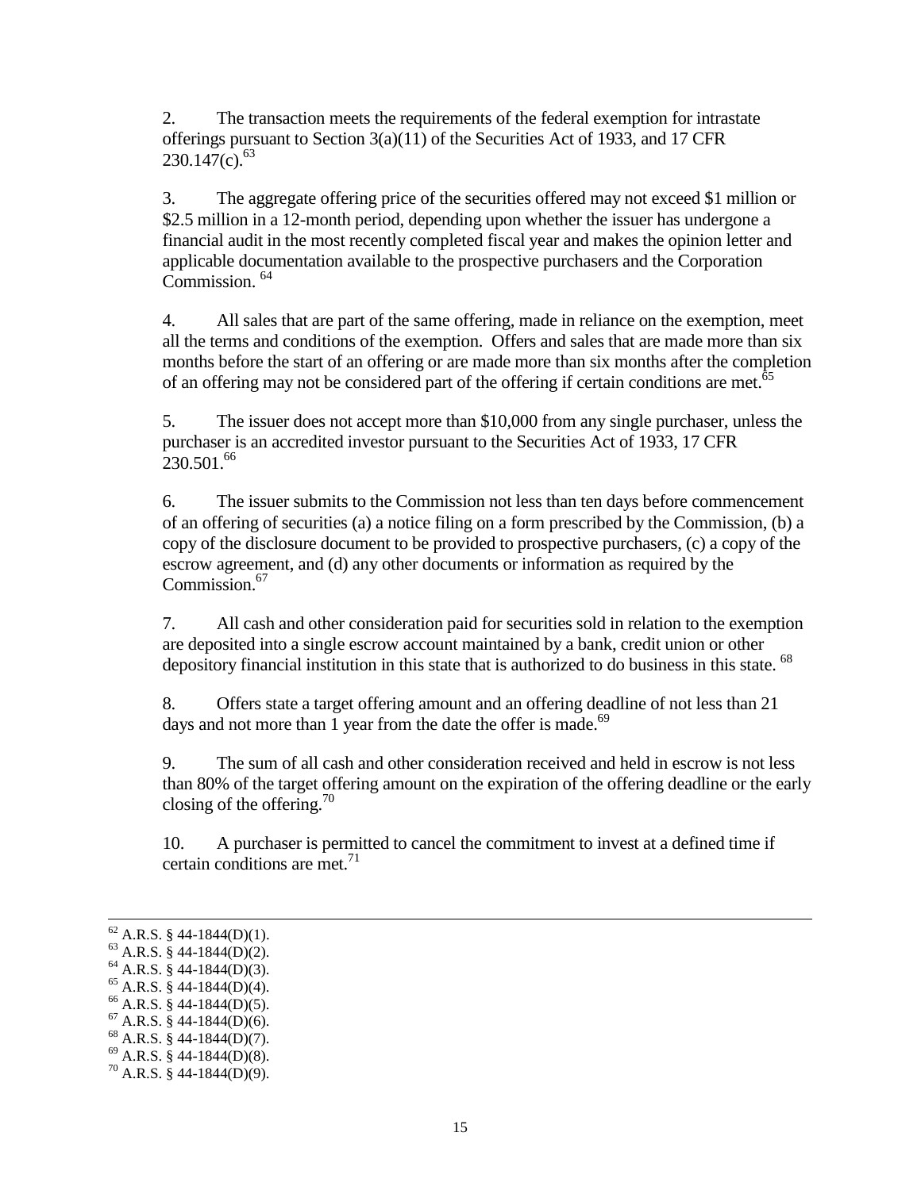2. The transaction meets the requirements of the federal exemption for intrastate offerings pursuant to Section 3(a)(11) of the Securities Act of 1933, and 17 CFR 230.147(c).[63]

3. The aggregate offering price of the securities offered may not exceed $1 million or $2.5 million in a 12-month period, depending upon whether the issuer has undergone a financial audit in the most recently completed fiscal year and makes the opinion letter and applicable documentation available to the prospective purchasers and the Corporation Commission.[64]

4. All sales that are part of the same offering, made in reliance on the exemption, meet all the terms and conditions of the exemption. Offers and sales that are made more than six months before the start of an offering or are made more than six months after the completion of an offering may not be considered part of the offering if certain conditions are met.[65]

5. The issuer does not accept more than $10,000 from any single purchaser, unless the purchaser is an accredited investor pursuant to the Securities Act of 1933, 17 CFR 230.501.[66]

6. The issuer submits to the Commission not less than ten days before commencement of an offering of securities (a) a notice filing on a form prescribed by the Commission, (b) a copy of the disclosure document to be provided to prospective purchasers, (c) a copy of the escrow agreement, and (d) any other documents or information as required by the Commission.[67]

7. All cash and other consideration paid for securities sold in relation to the exemption are deposited into a single escrow account maintained by a bank, credit union or other depository financial institution in this state that is authorized to do business in this state.[68]

8. Offers state a target offering amount and an offering deadline of not less than 21 days and not more than 1 year from the date the offer is made.[69]

9. The sum of all cash and other consideration received and held in escrow is not less than 80% of the target offering amount on the expiration of the offering deadline or the early closing of the offering.[70]

10. A purchaser is permitted to cancel the commitment to invest at a defined time if certain conditions are met.[71]

---

[62] A.R.S. § 44-1844(D)(1).
[63] A.R.S. § 44-1844(D)(2).
[64] A.R.S. § 44-1844(D)(3).
[65] A.R.S. § 44-1844(D)(4).
[66] A.R.S. § 44-1844(D)(5).
[67] A.R.S. § 44-1844(D)(6).
[68] A.R.S. § 44-1844(D)(7).
[69] A.R.S. § 44-1844(D)(8).
[70] A.R.S. § 44-1844(D)(9).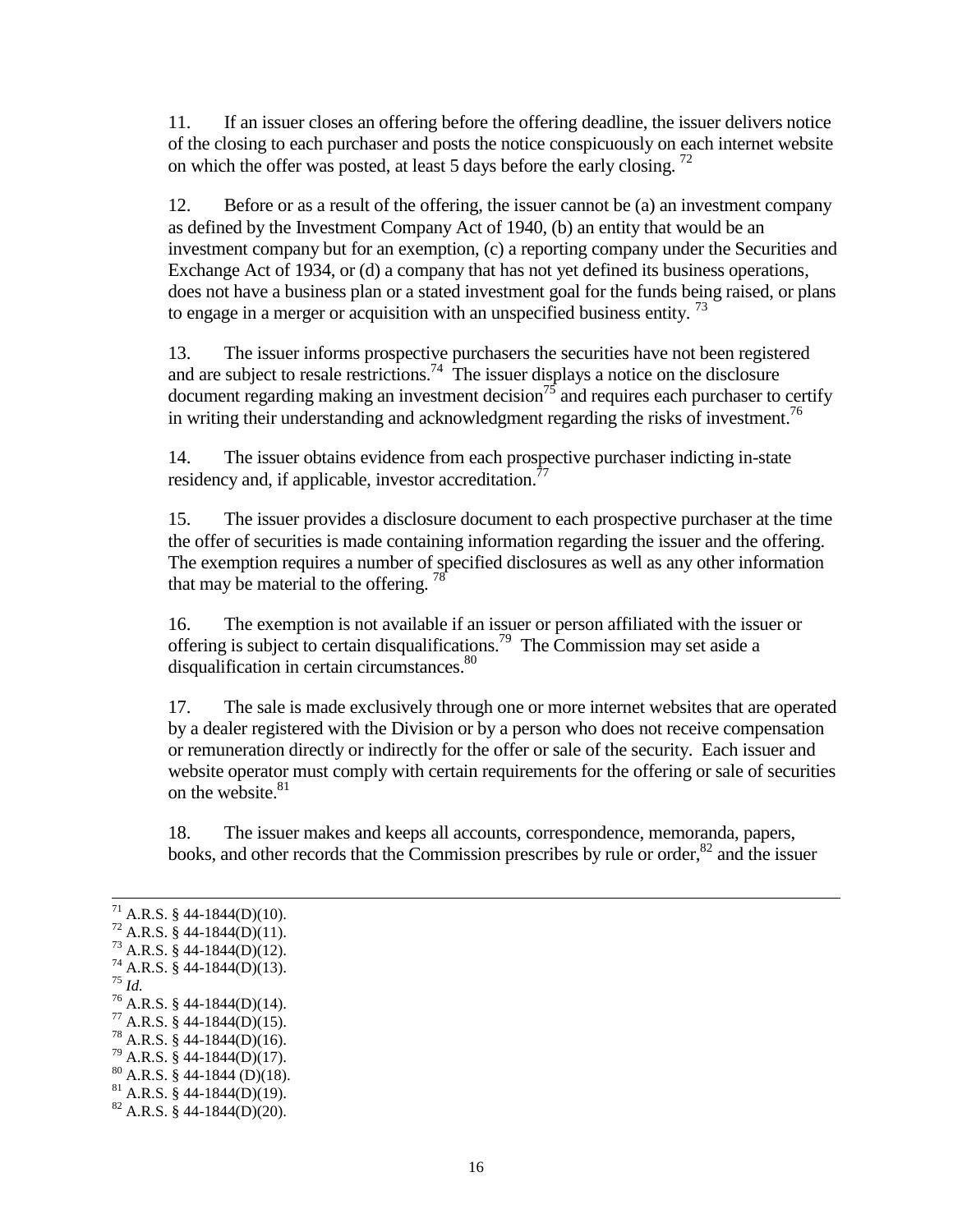11. If an issuer closes an offering before the offering deadline, the issuer delivers notice of the closing to each purchaser and posts the notice conspicuously on each internet website on which the offer was posted, at least 5 days before the early closing. [72]

12. Before or as a result of the offering, the issuer cannot be (a) an investment company as defined by the Investment Company Act of 1940, (b) an entity that would be an investment company but for an exemption, (c) a reporting company under the Securities and Exchange Act of 1934, or (d) a company that has not yet defined its business operations, does not have a business plan or a stated investment goal for the funds being raised, or plans to engage in a merger or acquisition with an unspecified business entity. [73]

13. The issuer informs prospective purchasers the securities have not been registered and are subject to resale restrictions.[74] The issuer displays a notice on the disclosure document regarding making an investment decision[75] and requires each purchaser to certify in writing their understanding and acknowledgment regarding the risks of investment.[76]

14. The issuer obtains evidence from each prospective purchaser indicting in-state residency and, if applicable, investor accreditation.[77]

15. The issuer provides a disclosure document to each prospective purchaser at the time the offer of securities is made containing information regarding the issuer and the offering. The exemption requires a number of specified disclosures as well as any other information that may be material to the offering. [78]

16. The exemption is not available if an issuer or person affiliated with the issuer or offering is subject to certain disqualifications.[79] The Commission may set aside a disqualification in certain circumstances.[80]

17. The sale is made exclusively through one or more internet websites that are operated by a dealer registered with the Division or by a person who does not receive compensation or remuneration directly or indirectly for the offer or sale of the security. Each issuer and website operator must comply with certain requirements for the offering or sale of securities on the website.[81]

18. The issuer makes and keeps all accounts, correspondence, memoranda, papers, books, and other records that the Commission prescribes by rule or order,[82] and the issuer

---

[71] A.R.S. § 44-1844(D)(10).
[72] A.R.S. § 44-1844(D)(11).
[73] A.R.S. § 44-1844(D)(12).
[74] A.R.S. § 44-1844(D)(13).
[75] *Id.*
[76] A.R.S. § 44-1844(D)(14).
[77] A.R.S. § 44-1844(D)(15).
[78] A.R.S. § 44-1844(D)(16).
[79] A.R.S. § 44-1844(D)(17).
[80] A.R.S. § 44-1844 (D)(18).
[81] A.R.S. § 44-1844(D)(19).
[82] A.R.S. § 44-1844(D)(20).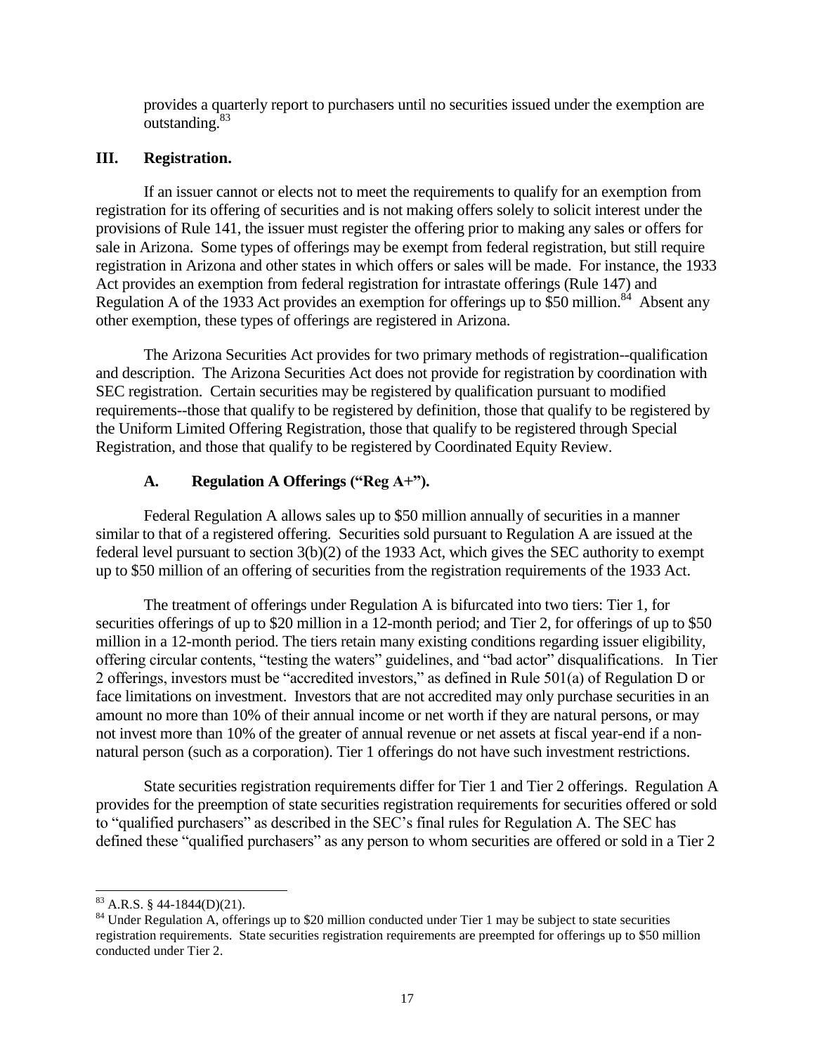provides a quarterly report to purchasers until no securities issued under the exemption are outstanding.[83]

## III. Registration.

If an issuer cannot or elects not to meet the requirements to qualify for an exemption from registration for its offering of securities and is not making offers solely to solicit interest under the provisions of Rule 141, the issuer must register the offering prior to making any sales or offers for sale in Arizona. Some types of offerings may be exempt from federal registration, but still require registration in Arizona and other states in which offers or sales will be made. For instance, the 1933 Act provides an exemption from federal registration for intrastate offerings (Rule 147) and Regulation A of the 1933 Act provides an exemption for offerings up to $50 million.[84] Absent any other exemption, these types of offerings are registered in Arizona.

The Arizona Securities Act provides for two primary methods of registration--qualification and description. The Arizona Securities Act does not provide for registration by coordination with SEC registration. Certain securities may be registered by qualification pursuant to modified requirements--those that qualify to be registered by definition, those that qualify to be registered by the Uniform Limited Offering Registration, those that qualify to be registered through Special Registration, and those that qualify to be registered by Coordinated Equity Review.

### A. Regulation A Offerings ("Reg A+").

Federal Regulation A allows sales up to $50 million annually of securities in a manner similar to that of a registered offering. Securities sold pursuant to Regulation A are issued at the federal level pursuant to section 3(b)(2) of the 1933 Act, which gives the SEC authority to exempt up to $50 million of an offering of securities from the registration requirements of the 1933 Act.

The treatment of offerings under Regulation A is bifurcated into two tiers: Tier 1, for securities offerings of up to $20 million in a 12-month period; and Tier 2, for offerings of up to $50 million in a 12-month period. The tiers retain many existing conditions regarding issuer eligibility, offering circular contents, "testing the waters" guidelines, and "bad actor" disqualifications. In Tier 2 offerings, investors must be "accredited investors," as defined in Rule 501(a) of Regulation D or face limitations on investment. Investors that are not accredited may only purchase securities in an amount no more than 10% of their annual income or net worth if they are natural persons, or may not invest more than 10% of the greater of annual revenue or net assets at fiscal year-end if a non-natural person (such as a corporation). Tier 1 offerings do not have such investment restrictions.

State securities registration requirements differ for Tier 1 and Tier 2 offerings. Regulation A provides for the preemption of state securities registration requirements for securities offered or sold to "qualified purchasers" as described in the SEC's final rules for Regulation A. The SEC has defined these "qualified purchasers" as any person to whom securities are offered or sold in a Tier 2

---

[83] A.R.S. § 44-1844(D)(21).

[84] Under Regulation A, offerings up to $20 million conducted under Tier 1 may be subject to state securities registration requirements. State securities registration requirements are preempted for offerings up to $50 million conducted under Tier 2.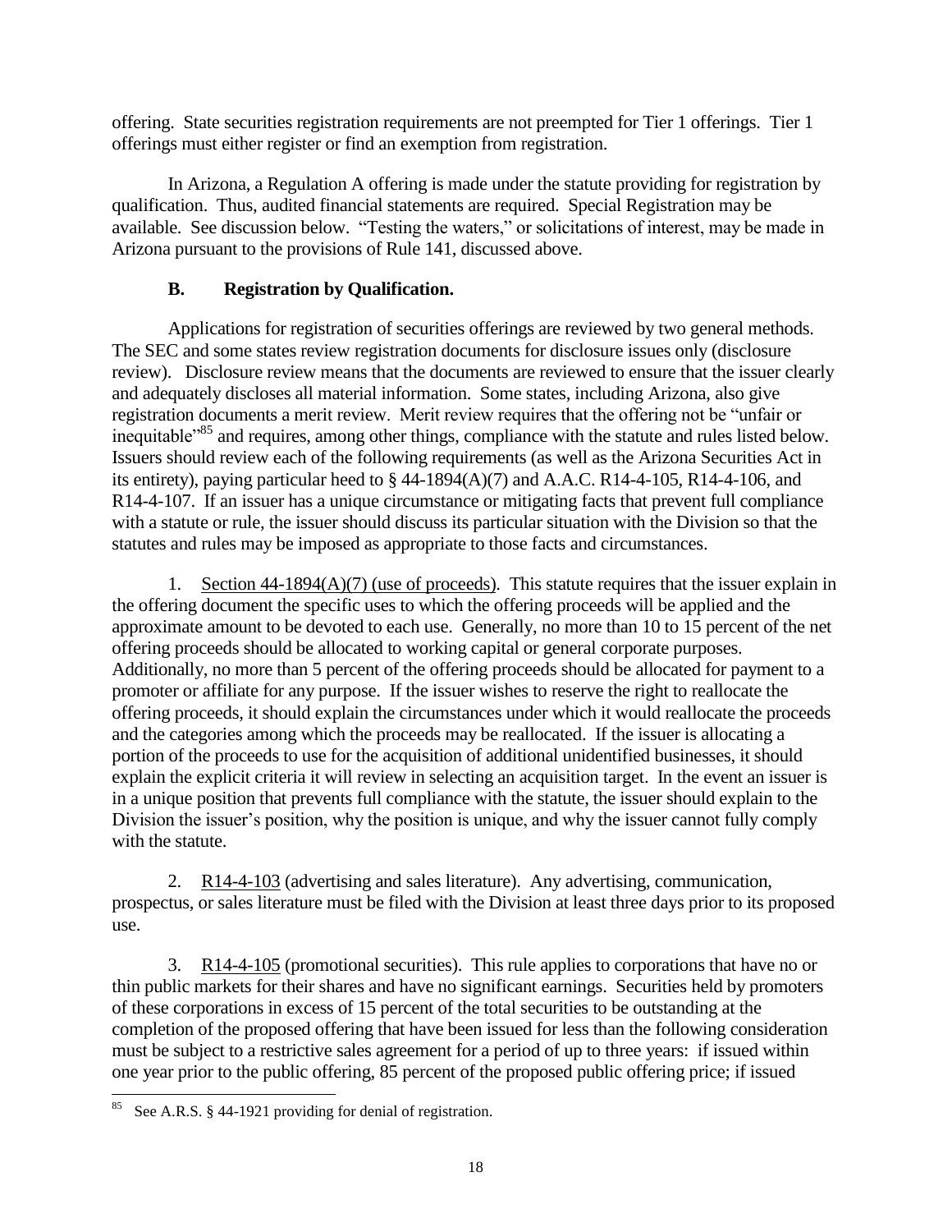offering. State securities registration requirements are not preempted for Tier 1 offerings. Tier 1 offerings must either register or find an exemption from registration.

In Arizona, a Regulation A offering is made under the statute providing for registration by qualification. Thus, audited financial statements are required. Special Registration may be available. See discussion below. "Testing the waters," or solicitations of interest, may be made in Arizona pursuant to the provisions of Rule 141, discussed above.

### B. Registration by Qualification.

Applications for registration of securities offerings are reviewed by two general methods. The SEC and some states review registration documents for disclosure issues only (disclosure review). Disclosure review means that the documents are reviewed to ensure that the issuer clearly and adequately discloses all material information. Some states, including Arizona, also give registration documents a merit review. Merit review requires that the offering not be "unfair or inequitable"[85] and requires, among other things, compliance with the statute and rules listed below. Issuers should review each of the following requirements (as well as the Arizona Securities Act in its entirety), paying particular heed to § 44-1894(A)(7) and A.A.C. R14-4-105, R14-4-106, and R14-4-107. If an issuer has a unique circumstance or mitigating facts that prevent full compliance with a statute or rule, the issuer should discuss its particular situation with the Division so that the statutes and rules may be imposed as appropriate to those facts and circumstances.

1. Section 44-1894(A)(7) (use of proceeds). This statute requires that the issuer explain in the offering document the specific uses to which the offering proceeds will be applied and the approximate amount to be devoted to each use. Generally, no more than 10 to 15 percent of the net offering proceeds should be allocated to working capital or general corporate purposes. Additionally, no more than 5 percent of the offering proceeds should be allocated for payment to a promoter or affiliate for any purpose. If the issuer wishes to reserve the right to reallocate the offering proceeds, it should explain the circumstances under which it would reallocate the proceeds and the categories among which the proceeds may be reallocated. If the issuer is allocating a portion of the proceeds to use for the acquisition of additional unidentified businesses, it should explain the explicit criteria it will review in selecting an acquisition target. In the event an issuer is in a unique position that prevents full compliance with the statute, the issuer should explain to the Division the issuer's position, why the position is unique, and why the issuer cannot fully comply with the statute.

2. R14-4-103 (advertising and sales literature). Any advertising, communication, prospectus, or sales literature must be filed with the Division at least three days prior to its proposed use.

3. R14-4-105 (promotional securities). This rule applies to corporations that have no or thin public markets for their shares and have no significant earnings. Securities held by promoters of these corporations in excess of 15 percent of the total securities to be outstanding at the completion of the proposed offering that have been issued for less than the following consideration must be subject to a restrictive sales agreement for a period of up to three years: if issued within one year prior to the public offering, 85 percent of the proposed public offering price; if issued

[85] See A.R.S. § 44-1921 providing for denial of registration.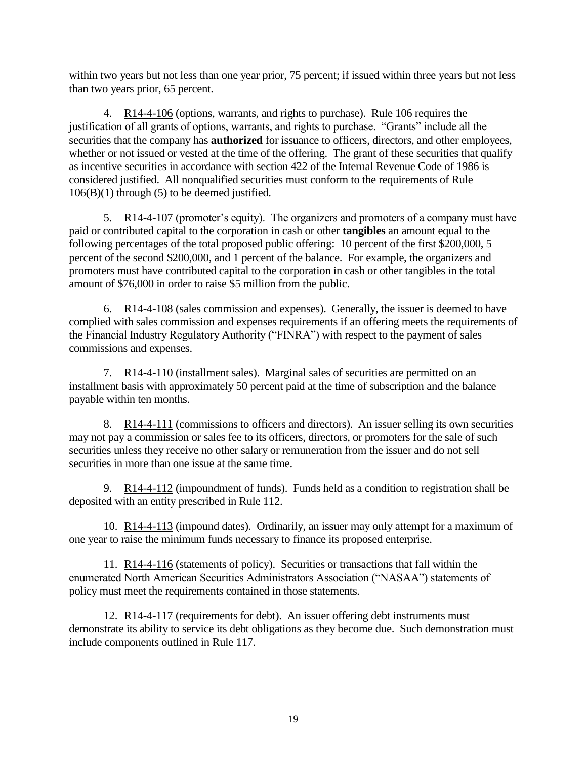within two years but not less than one year prior, 75 percent; if issued within three years but not less than two years prior, 65 percent.

4. R14-4-106 (options, warrants, and rights to purchase). Rule 106 requires the justification of all grants of options, warrants, and rights to purchase. "Grants" include all the securities that the company has **authorized** for issuance to officers, directors, and other employees, whether or not issued or vested at the time of the offering. The grant of these securities that qualify as incentive securities in accordance with section 422 of the Internal Revenue Code of 1986 is considered justified. All nonqualified securities must conform to the requirements of Rule 106(B)(1) through (5) to be deemed justified.

5. R14-4-107 (promoter's equity). The organizers and promoters of a company must have paid or contributed capital to the corporation in cash or other **tangibles** an amount equal to the following percentages of the total proposed public offering: 10 percent of the first $200,000, 5 percent of the second $200,000, and 1 percent of the balance. For example, the organizers and promoters must have contributed capital to the corporation in cash or other tangibles in the total amount of $76,000 in order to raise $5 million from the public.

6. R14-4-108 (sales commission and expenses). Generally, the issuer is deemed to have complied with sales commission and expenses requirements if an offering meets the requirements of the Financial Industry Regulatory Authority ("FINRA") with respect to the payment of sales commissions and expenses.

7. R14-4-110 (installment sales). Marginal sales of securities are permitted on an installment basis with approximately 50 percent paid at the time of subscription and the balance payable within ten months.

8. R14-4-111 (commissions to officers and directors). An issuer selling its own securities may not pay a commission or sales fee to its officers, directors, or promoters for the sale of such securities unless they receive no other salary or remuneration from the issuer and do not sell securities in more than one issue at the same time.

9. R14-4-112 (impoundment of funds). Funds held as a condition to registration shall be deposited with an entity prescribed in Rule 112.

10. R14-4-113 (impound dates). Ordinarily, an issuer may only attempt for a maximum of one year to raise the minimum funds necessary to finance its proposed enterprise.

11. R14-4-116 (statements of policy). Securities or transactions that fall within the enumerated North American Securities Administrators Association ("NASAA") statements of policy must meet the requirements contained in those statements.

12. R14-4-117 (requirements for debt). An issuer offering debt instruments must demonstrate its ability to service its debt obligations as they become due. Such demonstration must include components outlined in Rule 117.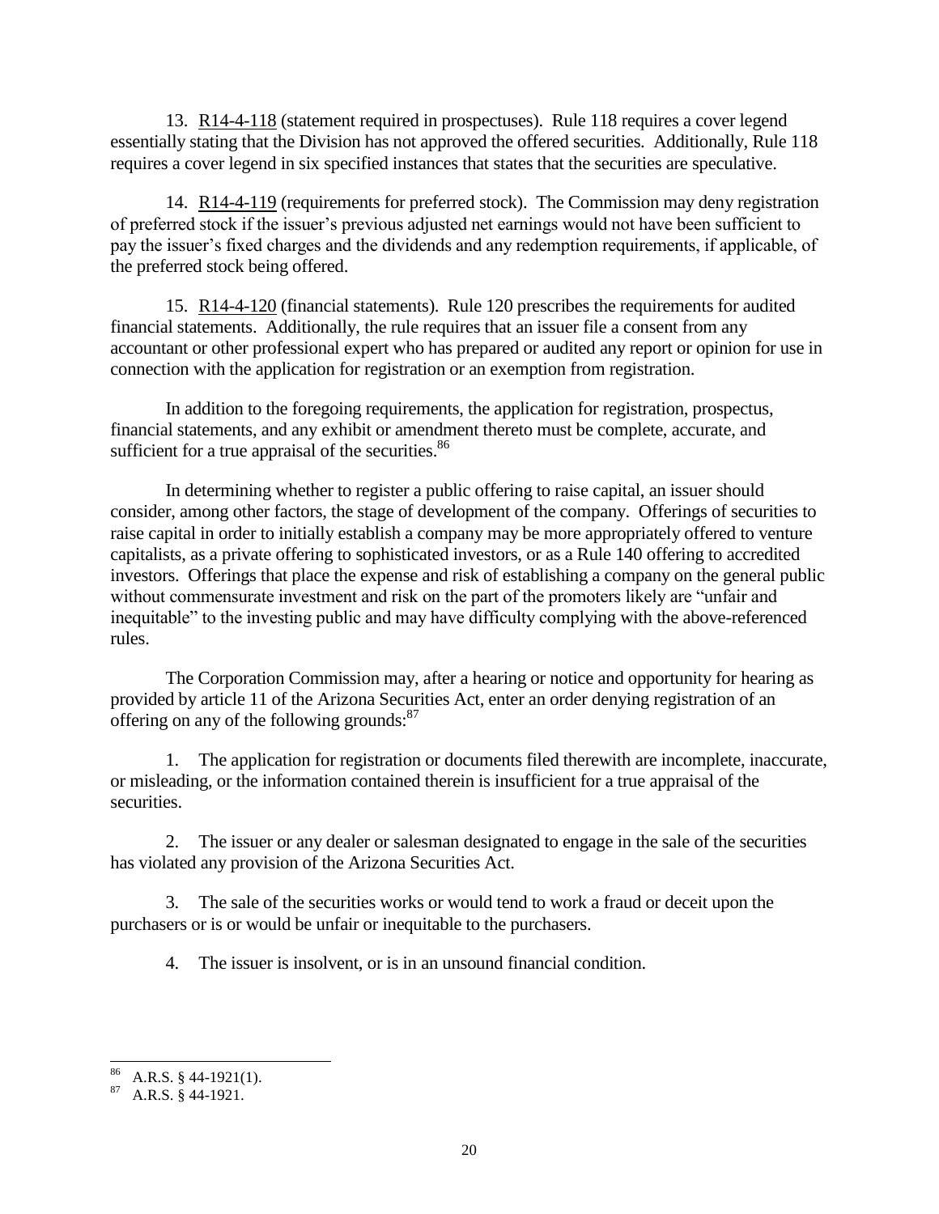13. R14-4-118 (statement required in prospectuses). Rule 118 requires a cover legend essentially stating that the Division has not approved the offered securities. Additionally, Rule 118 requires a cover legend in six specified instances that states that the securities are speculative.

14. R14-4-119 (requirements for preferred stock). The Commission may deny registration of preferred stock if the issuer's previous adjusted net earnings would not have been sufficient to pay the issuer's fixed charges and the dividends and any redemption requirements, if applicable, of the preferred stock being offered.

15. R14-4-120 (financial statements). Rule 120 prescribes the requirements for audited financial statements. Additionally, the rule requires that an issuer file a consent from any accountant or other professional expert who has prepared or audited any report or opinion for use in connection with the application for registration or an exemption from registration.

In addition to the foregoing requirements, the application for registration, prospectus, financial statements, and any exhibit or amendment thereto must be complete, accurate, and sufficient for a true appraisal of the securities.[86]

In determining whether to register a public offering to raise capital, an issuer should consider, among other factors, the stage of development of the company. Offerings of securities to raise capital in order to initially establish a company may be more appropriately offered to venture capitalists, as a private offering to sophisticated investors, or as a Rule 140 offering to accredited investors. Offerings that place the expense and risk of establishing a company on the general public without commensurate investment and risk on the part of the promoters likely are "unfair and inequitable" to the investing public and may have difficulty complying with the above-referenced rules.

The Corporation Commission may, after a hearing or notice and opportunity for hearing as provided by article 11 of the Arizona Securities Act, enter an order denying registration of an offering on any of the following grounds:[87]

1. The application for registration or documents filed therewith are incomplete, inaccurate, or misleading, or the information contained therein is insufficient for a true appraisal of the securities.

2. The issuer or any dealer or salesman designated to engage in the sale of the securities has violated any provision of the Arizona Securities Act.

3. The sale of the securities works or would tend to work a fraud or deceit upon the purchasers or is or would be unfair or inequitable to the purchasers.

4. The issuer is insolvent, or is in an unsound financial condition.

---

[86] A.R.S. § 44-1921(1).

[87] A.R.S. § 44-1921.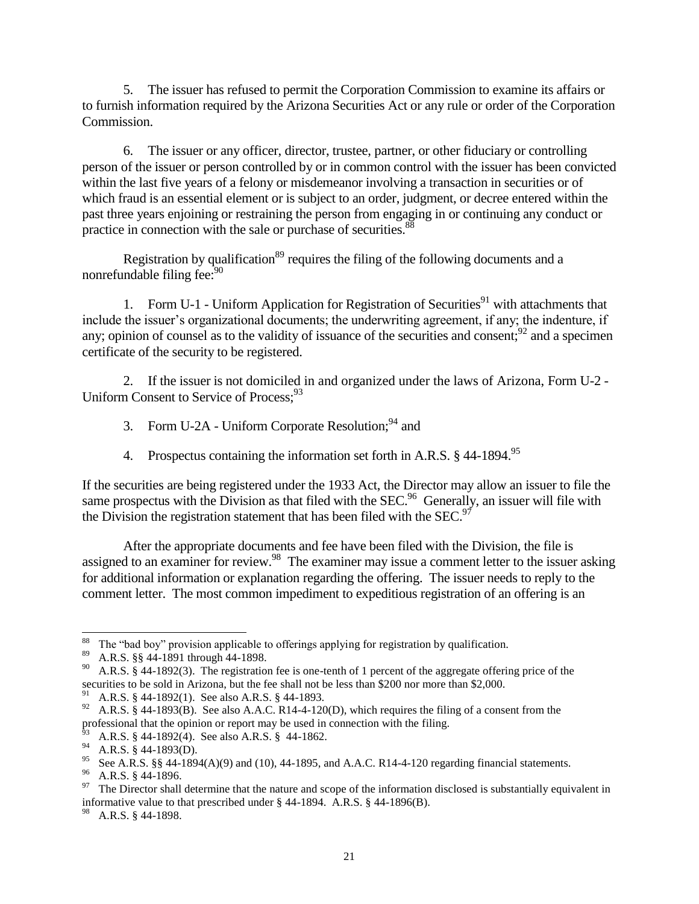5. The issuer has refused to permit the Corporation Commission to examine its affairs or to furnish information required by the Arizona Securities Act or any rule or order of the Corporation Commission.

6. The issuer or any officer, director, trustee, partner, or other fiduciary or controlling person of the issuer or person controlled by or in common control with the issuer has been convicted within the last five years of a felony or misdemeanor involving a transaction in securities or of which fraud is an essential element or is subject to an order, judgment, or decree entered within the past three years enjoining or restraining the person from engaging in or continuing any conduct or practice in connection with the sale or purchase of securities.[88]

Registration by qualification[89] requires the filing of the following documents and a nonrefundable filing fee:[90]

1. Form U-1 - Uniform Application for Registration of Securities[91] with attachments that include the issuer's organizational documents; the underwriting agreement, if any; the indenture, if any; opinion of counsel as to the validity of issuance of the securities and consent;[92] and a specimen certificate of the security to be registered.

2. If the issuer is not domiciled in and organized under the laws of Arizona, Form U-2 - Uniform Consent to Service of Process;[93]

3. Form U-2A - Uniform Corporate Resolution;[94] and

4. Prospectus containing the information set forth in A.R.S. § 44-1894.[95]

If the securities are being registered under the 1933 Act, the Director may allow an issuer to file the same prospectus with the Division as that filed with the SEC.[96] Generally, an issuer will file with the Division the registration statement that has been filed with the SEC.[97]

After the appropriate documents and fee have been filed with the Division, the file is assigned to an examiner for review.[98] The examiner may issue a comment letter to the issuer asking for additional information or explanation regarding the offering. The issuer needs to reply to the comment letter. The most common impediment to expeditious registration of an offering is an

---

[88] The "bad boy" provision applicable to offerings applying for registration by qualification.

[89] A.R.S. §§ 44-1891 through 44-1898.

[90] A.R.S. § 44-1892(3). The registration fee is one-tenth of 1 percent of the aggregate offering price of the securities to be sold in Arizona, but the fee shall not be less than $200 nor more than $2,000.

[91] A.R.S. § 44-1892(1). See also A.R.S. § 44-1893.

[92] A.R.S. § 44-1893(B). See also A.A.C. R14-4-120(D), which requires the filing of a consent from the professional that the opinion or report may be used in connection with the filing.

[93] A.R.S. § 44-1892(4). See also A.R.S. § 44-1862.

[94] A.R.S. § 44-1893(D).

[95] See A.R.S. §§ 44-1894(A)(9) and (10), 44-1895, and A.A.C. R14-4-120 regarding financial statements.

[96] A.R.S. § 44-1896.

[97] The Director shall determine that the nature and scope of the information disclosed is substantially equivalent in informative value to that prescribed under § 44-1894. A.R.S. § 44-1896(B).

[98] A.R.S. § 44-1898.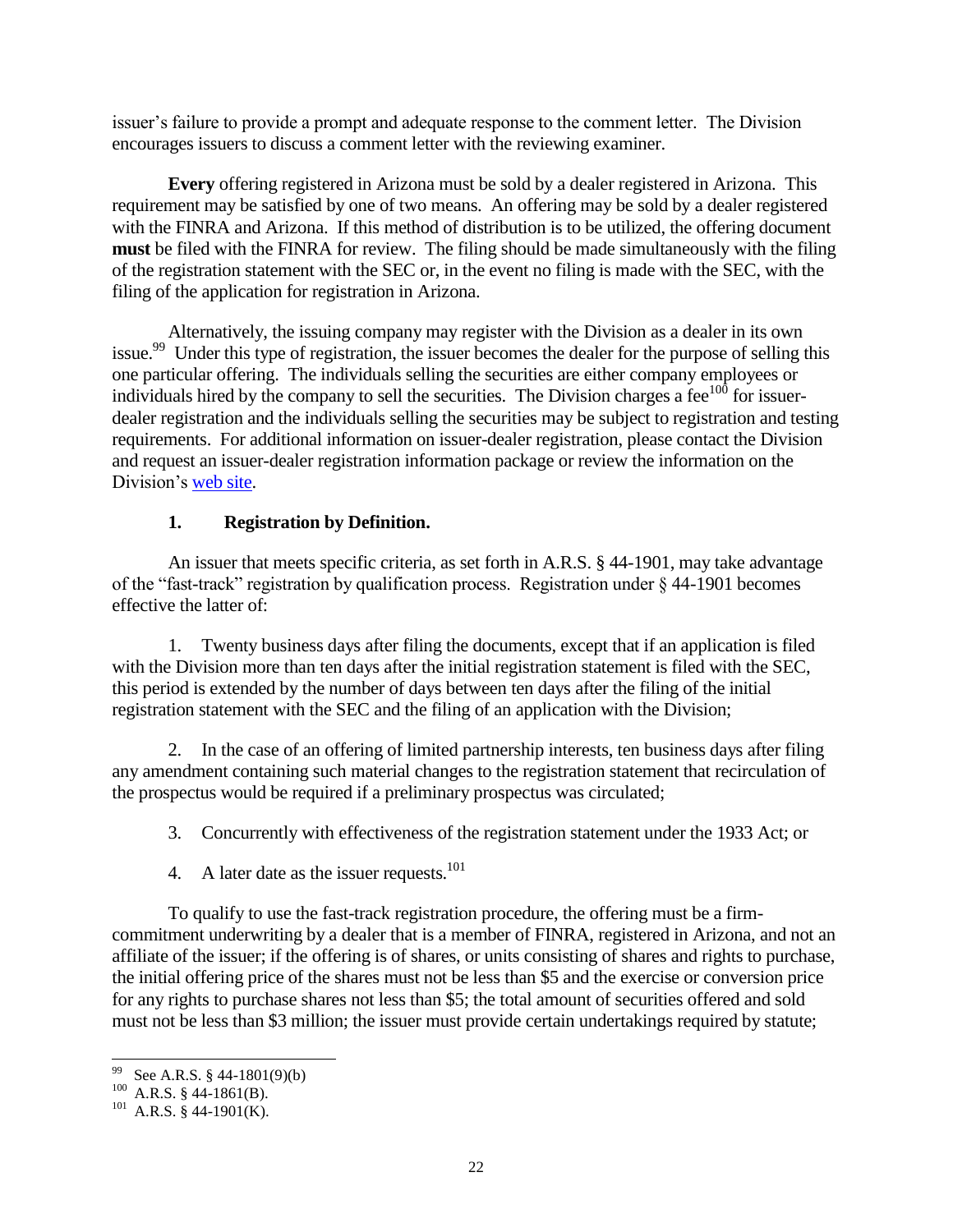issuer's failure to provide a prompt and adequate response to the comment letter. The Division encourages issuers to discuss a comment letter with the reviewing examiner.

**Every** offering registered in Arizona must be sold by a dealer registered in Arizona. This requirement may be satisfied by one of two means. An offering may be sold by a dealer registered with the FINRA and Arizona. If this method of distribution is to be utilized, the offering document **must** be filed with the FINRA for review. The filing should be made simultaneously with the filing of the registration statement with the SEC or, in the event no filing is made with the SEC, with the filing of the application for registration in Arizona.

Alternatively, the issuing company may register with the Division as a dealer in its own issue.[99] Under this type of registration, the issuer becomes the dealer for the purpose of selling this one particular offering. The individuals selling the securities are either company employees or individuals hired by the company to sell the securities. The Division charges a fee[100] for issuer-dealer registration and the individuals selling the securities may be subject to registration and testing requirements. For additional information on issuer-dealer registration, please contact the Division and request an issuer-dealer registration information package or review the information on the Division's web site.

### 1. Registration by Definition.

An issuer that meets specific criteria, as set forth in A.R.S. § 44-1901, may take advantage of the "fast-track" registration by qualification process. Registration under § 44-1901 becomes effective the latter of:

1. Twenty business days after filing the documents, except that if an application is filed with the Division more than ten days after the initial registration statement is filed with the SEC, this period is extended by the number of days between ten days after the filing of the initial registration statement with the SEC and the filing of an application with the Division;

2. In the case of an offering of limited partnership interests, ten business days after filing any amendment containing such material changes to the registration statement that recirculation of the prospectus would be required if a preliminary prospectus was circulated;

3. Concurrently with effectiveness of the registration statement under the 1933 Act; or

4. A later date as the issuer requests.[101]

To qualify to use the fast-track registration procedure, the offering must be a firm-commitment underwriting by a dealer that is a member of FINRA, registered in Arizona, and not an affiliate of the issuer; if the offering is of shares, or units consisting of shares and rights to purchase, the initial offering price of the shares must not be less than $5 and the exercise or conversion price for any rights to purchase shares not less than $5; the total amount of securities offered and sold must not be less than $3 million; the issuer must provide certain undertakings required by statute;

---

[99] See A.R.S. § 44-1801(9)(b)

[100] A.R.S. § 44-1861(B).

[101] A.R.S. § 44-1901(K).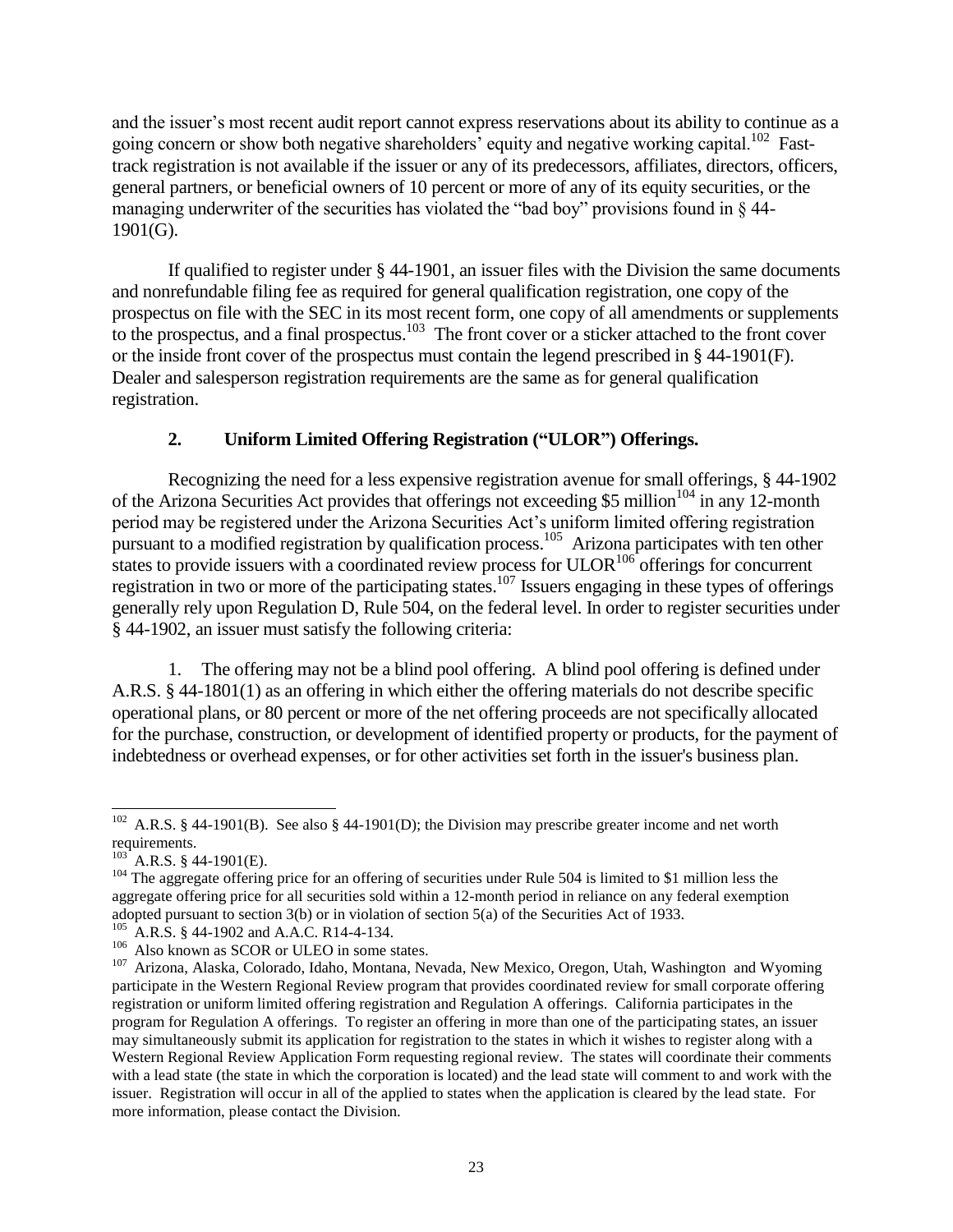and the issuer's most recent audit report cannot express reservations about its ability to continue as a going concern or show both negative shareholders' equity and negative working capital.[102] Fast-track registration is not available if the issuer or any of its predecessors, affiliates, directors, officers, general partners, or beneficial owners of 10 percent or more of any of its equity securities, or the managing underwriter of the securities has violated the "bad boy" provisions found in § 44-1901(G).

If qualified to register under § 44-1901, an issuer files with the Division the same documents and nonrefundable filing fee as required for general qualification registration, one copy of the prospectus on file with the SEC in its most recent form, one copy of all amendments or supplements to the prospectus, and a final prospectus.[103] The front cover or a sticker attached to the front cover or the inside front cover of the prospectus must contain the legend prescribed in § 44-1901(F). Dealer and salesperson registration requirements are the same as for general qualification registration.

### 2. Uniform Limited Offering Registration ("ULOR") Offerings.

Recognizing the need for a less expensive registration avenue for small offerings, § 44-1902 of the Arizona Securities Act provides that offerings not exceeding $5 million[104] in any 12-month period may be registered under the Arizona Securities Act's uniform limited offering registration pursuant to a modified registration by qualification process.[105] Arizona participates with ten other states to provide issuers with a coordinated review process for ULOR[106] offerings for concurrent registration in two or more of the participating states.[107] Issuers engaging in these types of offerings generally rely upon Regulation D, Rule 504, on the federal level. In order to register securities under § 44-1902, an issuer must satisfy the following criteria:

1. The offering may not be a blind pool offering. A blind pool offering is defined under A.R.S. § 44-1801(1) as an offering in which either the offering materials do not describe specific operational plans, or 80 percent or more of the net offering proceeds are not specifically allocated for the purchase, construction, or development of identified property or products, for the payment of indebtedness or overhead expenses, or for other activities set forth in the issuer's business plan.

---

[102] A.R.S. § 44-1901(B). See also § 44-1901(D); the Division may prescribe greater income and net worth requirements.

[103] A.R.S. § 44-1901(E).

[104] The aggregate offering price for an offering of securities under Rule 504 is limited to $1 million less the aggregate offering price for all securities sold within a 12-month period in reliance on any federal exemption adopted pursuant to section 3(b) or in violation of section 5(a) of the Securities Act of 1933.

[105] A.R.S. § 44-1902 and A.A.C. R14-4-134.

[106] Also known as SCOR or ULEO in some states.

[107] Arizona, Alaska, Colorado, Idaho, Montana, Nevada, New Mexico, Oregon, Utah, Washington and Wyoming participate in the Western Regional Review program that provides coordinated review for small corporate offering registration or uniform limited offering registration and Regulation A offerings. California participates in the program for Regulation A offerings. To register an offering in more than one of the participating states, an issuer may simultaneously submit its application for registration to the states in which it wishes to register along with a Western Regional Review Application Form requesting regional review. The states will coordinate their comments with a lead state (the state in which the corporation is located) and the lead state will comment to and work with the issuer. Registration will occur in all of the applied to states when the application is cleared by the lead state. For more information, please contact the Division.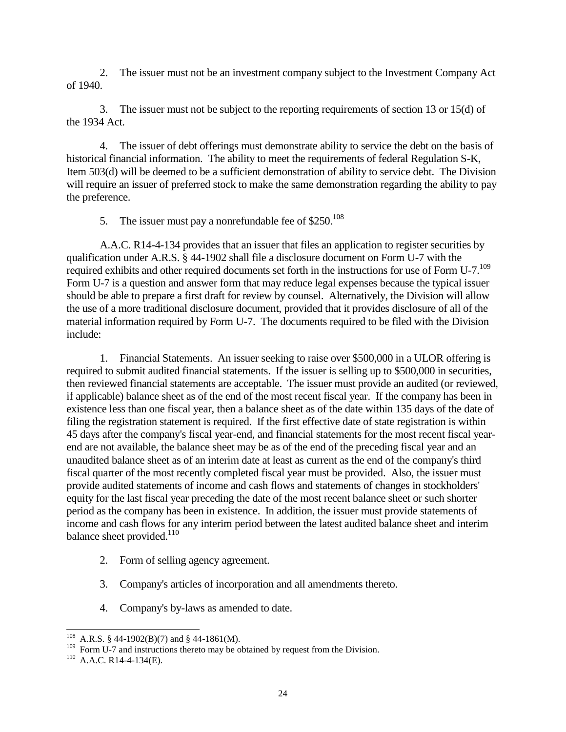2. The issuer must not be an investment company subject to the Investment Company Act of 1940.

3. The issuer must not be subject to the reporting requirements of section 13 or 15(d) of the 1934 Act.

4. The issuer of debt offerings must demonstrate ability to service the debt on the basis of historical financial information. The ability to meet the requirements of federal Regulation S-K, Item 503(d) will be deemed to be a sufficient demonstration of ability to service debt. The Division will require an issuer of preferred stock to make the same demonstration regarding the ability to pay the preference.

5. The issuer must pay a nonrefundable fee of $250.[108]

A.A.C. R14-4-134 provides that an issuer that files an application to register securities by qualification under A.R.S. § 44-1902 shall file a disclosure document on Form U-7 with the required exhibits and other required documents set forth in the instructions for use of Form U-7.[109] Form U-7 is a question and answer form that may reduce legal expenses because the typical issuer should be able to prepare a first draft for review by counsel. Alternatively, the Division will allow the use of a more traditional disclosure document, provided that it provides disclosure of all of the material information required by Form U-7. The documents required to be filed with the Division include:

1. Financial Statements. An issuer seeking to raise over $500,000 in a ULOR offering is required to submit audited financial statements. If the issuer is selling up to $500,000 in securities, then reviewed financial statements are acceptable. The issuer must provide an audited (or reviewed, if applicable) balance sheet as of the end of the most recent fiscal year. If the company has been in existence less than one fiscal year, then a balance sheet as of the date within 135 days of the date of filing the registration statement is required. If the first effective date of state registration is within 45 days after the company's fiscal year-end, and financial statements for the most recent fiscal year-end are not available, the balance sheet may be as of the end of the preceding fiscal year and an unaudited balance sheet as of an interim date at least as current as the end of the company's third fiscal quarter of the most recently completed fiscal year must be provided. Also, the issuer must provide audited statements of income and cash flows and statements of changes in stockholders' equity for the last fiscal year preceding the date of the most recent balance sheet or such shorter period as the company has been in existence. In addition, the issuer must provide statements of income and cash flows for any interim period between the latest audited balance sheet and interim balance sheet provided.[110]

2. Form of selling agency agreement.

3. Company's articles of incorporation and all amendments thereto.

4. Company's by-laws as amended to date.

---

[108] A.R.S. § 44-1902(B)(7) and § 44-1861(M).

[109] Form U-7 and instructions thereto may be obtained by request from the Division.

[110] A.A.C. R14-4-134(E).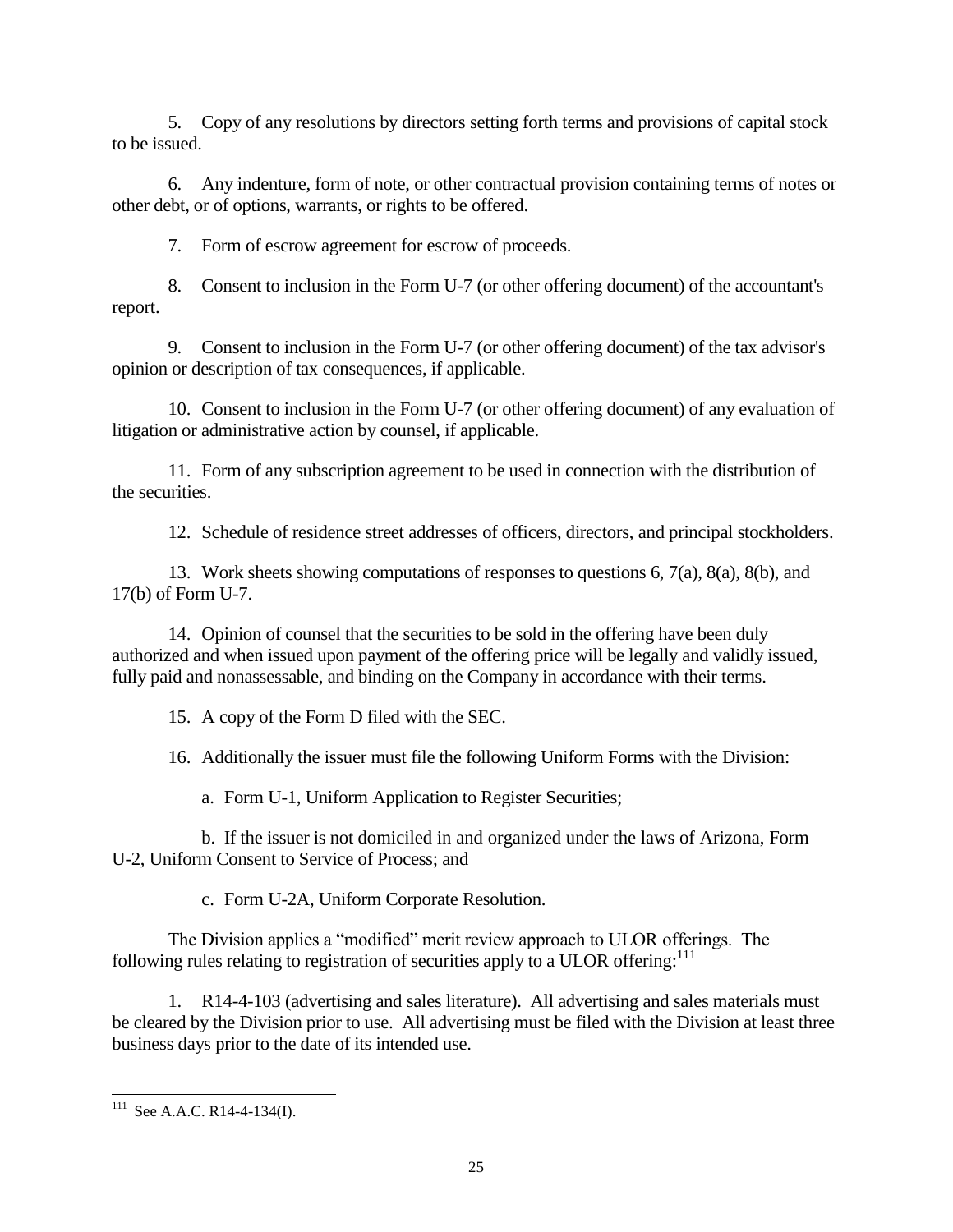5. Copy of any resolutions by directors setting forth terms and provisions of capital stock to be issued.

6. Any indenture, form of note, or other contractual provision containing terms of notes or other debt, or of options, warrants, or rights to be offered.

7. Form of escrow agreement for escrow of proceeds.

8. Consent to inclusion in the Form U-7 (or other offering document) of the accountant's report.

9. Consent to inclusion in the Form U-7 (or other offering document) of the tax advisor's opinion or description of tax consequences, if applicable.

10. Consent to inclusion in the Form U-7 (or other offering document) of any evaluation of litigation or administrative action by counsel, if applicable.

11. Form of any subscription agreement to be used in connection with the distribution of the securities.

12. Schedule of residence street addresses of officers, directors, and principal stockholders.

13. Work sheets showing computations of responses to questions 6, 7(a), 8(a), 8(b), and 17(b) of Form U-7.

14. Opinion of counsel that the securities to be sold in the offering have been duly authorized and when issued upon payment of the offering price will be legally and validly issued, fully paid and nonassessable, and binding on the Company in accordance with their terms.

15. A copy of the Form D filed with the SEC.

16. Additionally the issuer must file the following Uniform Forms with the Division:

   a. Form U-1, Uniform Application to Register Securities;

   b. If the issuer is not domiciled in and organized under the laws of Arizona, Form U-2, Uniform Consent to Service of Process; and

   c. Form U-2A, Uniform Corporate Resolution.

The Division applies a "modified" merit review approach to ULOR offerings. The following rules relating to registration of securities apply to a ULOR offering:[111]

1. R14-4-103 (advertising and sales literature). All advertising and sales materials must be cleared by the Division prior to use. All advertising must be filed with the Division at least three business days prior to the date of its intended use.

---

[111] See A.A.C. R14-4-134(I).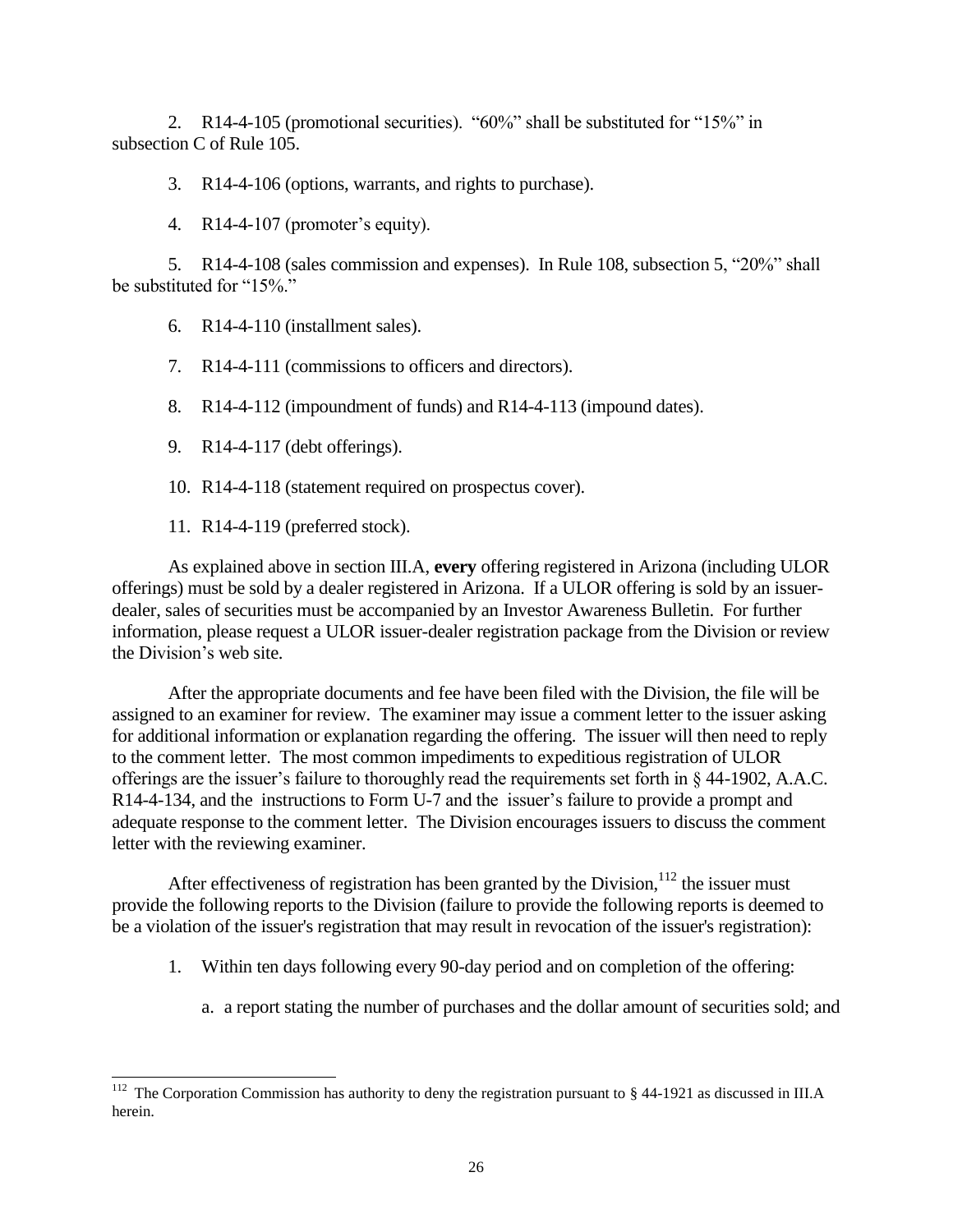2. R14-4-105 (promotional securities). "60%" shall be substituted for "15%" in subsection C of Rule 105.

3. R14-4-106 (options, warrants, and rights to purchase).

4. R14-4-107 (promoter's equity).

5. R14-4-108 (sales commission and expenses). In Rule 108, subsection 5, "20%" shall be substituted for "15%."

6. R14-4-110 (installment sales).

7. R14-4-111 (commissions to officers and directors).

8. R14-4-112 (impoundment of funds) and R14-4-113 (impound dates).

9. R14-4-117 (debt offerings).

10. R14-4-118 (statement required on prospectus cover).

11. R14-4-119 (preferred stock).

As explained above in section III.A, **every** offering registered in Arizona (including ULOR offerings) must be sold by a dealer registered in Arizona. If a ULOR offering is sold by an issuer-dealer, sales of securities must be accompanied by an Investor Awareness Bulletin. For further information, please request a ULOR issuer-dealer registration package from the Division or review the Division's web site.

After the appropriate documents and fee have been filed with the Division, the file will be assigned to an examiner for review. The examiner may issue a comment letter to the issuer asking for additional information or explanation regarding the offering. The issuer will then need to reply to the comment letter. The most common impediments to expeditious registration of ULOR offerings are the issuer's failure to thoroughly read the requirements set forth in § 44-1902, A.A.C. R14-4-134, and the instructions to Form U-7 and the issuer's failure to provide a prompt and adequate response to the comment letter. The Division encourages issuers to discuss the comment letter with the reviewing examiner.

After effectiveness of registration has been granted by the Division,[112] the issuer must provide the following reports to the Division (failure to provide the following reports is deemed to be a violation of the issuer's registration that may result in revocation of the issuer's registration):

1. Within ten days following every 90-day period and on completion of the offering:

    a. a report stating the number of purchases and the dollar amount of securities sold; and

---

[112] The Corporation Commission has authority to deny the registration pursuant to § 44-1921 as discussed in III.A herein.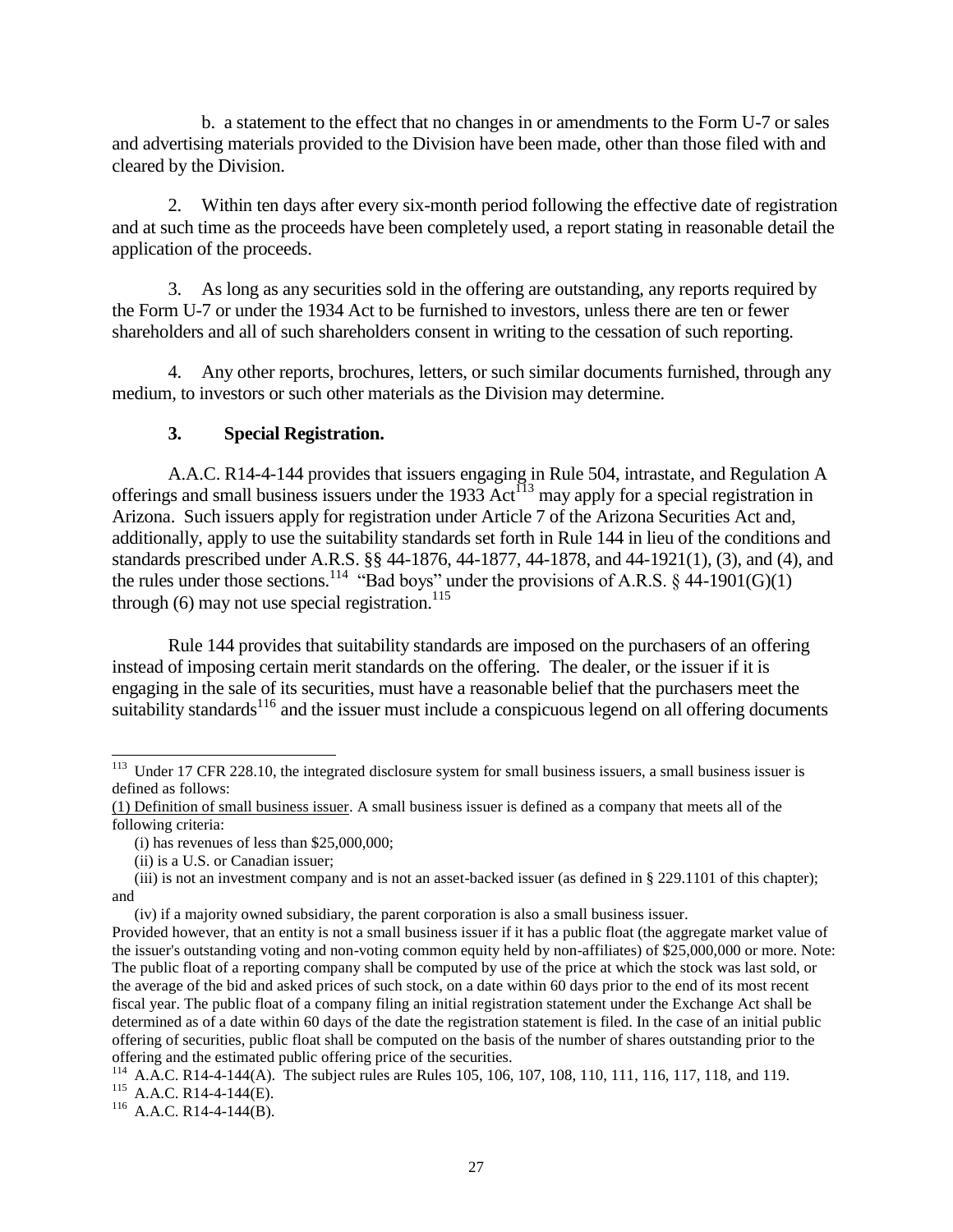b. a statement to the effect that no changes in or amendments to the Form U-7 or sales and advertising materials provided to the Division have been made, other than those filed with and cleared by the Division.

2. Within ten days after every six-month period following the effective date of registration and at such time as the proceeds have been completely used, a report stating in reasonable detail the application of the proceeds.

3. As long as any securities sold in the offering are outstanding, any reports required by the Form U-7 or under the 1934 Act to be furnished to investors, unless there are ten or fewer shareholders and all of such shareholders consent in writing to the cessation of such reporting.

4. Any other reports, brochures, letters, or such similar documents furnished, through any medium, to investors or such other materials as the Division may determine.

### 3. Special Registration.

A.A.C. R14-4-144 provides that issuers engaging in Rule 504, intrastate, and Regulation A offerings and small business issuers under the 1933 Act[113] may apply for a special registration in Arizona. Such issuers apply for registration under Article 7 of the Arizona Securities Act and, additionally, apply to use the suitability standards set forth in Rule 144 in lieu of the conditions and standards prescribed under A.R.S. §§ 44-1876, 44-1877, 44-1878, and 44-1921(1), (3), and (4), and the rules under those sections.[114] "Bad boys" under the provisions of A.R.S. § 44-1901(G)(1) through (6) may not use special registration.[115]

Rule 144 provides that suitability standards are imposed on the purchasers of an offering instead of imposing certain merit standards on the offering. The dealer, or the issuer if it is engaging in the sale of its securities, must have a reasonable belief that the purchasers meet the suitability standards[116] and the issuer must include a conspicuous legend on all offering documents

---

[113] Under 17 CFR 228.10, the integrated disclosure system for small business issuers, a small business issuer is defined as follows:

(1) Definition of small business issuer. A small business issuer is defined as a company that meets all of the following criteria:

(i) has revenues of less than $25,000,000;

(ii) is a U.S. or Canadian issuer;

(iii) is not an investment company and is not an asset-backed issuer (as defined in § 229.1101 of this chapter); and

(iv) if a majority owned subsidiary, the parent corporation is also a small business issuer.

Provided however, that an entity is not a small business issuer if it has a public float (the aggregate market value of the issuer's outstanding voting and non-voting common equity held by non-affiliates) of $25,000,000 or more. Note: The public float of a reporting company shall be computed by use of the price at which the stock was last sold, or the average of the bid and asked prices of such stock, on a date within 60 days prior to the end of its most recent fiscal year. The public float of a company filing an initial registration statement under the Exchange Act shall be determined as of a date within 60 days of the date the registration statement is filed. In the case of an initial public offering of securities, public float shall be computed on the basis of the number of shares outstanding prior to the offering and the estimated public offering price of the securities.

[114] A.A.C. R14-4-144(A). The subject rules are Rules 105, 106, 107, 108, 110, 111, 116, 117, 118, and 119.

[115] A.A.C. R14-4-144(E).

[116] A.A.C. R14-4-144(B).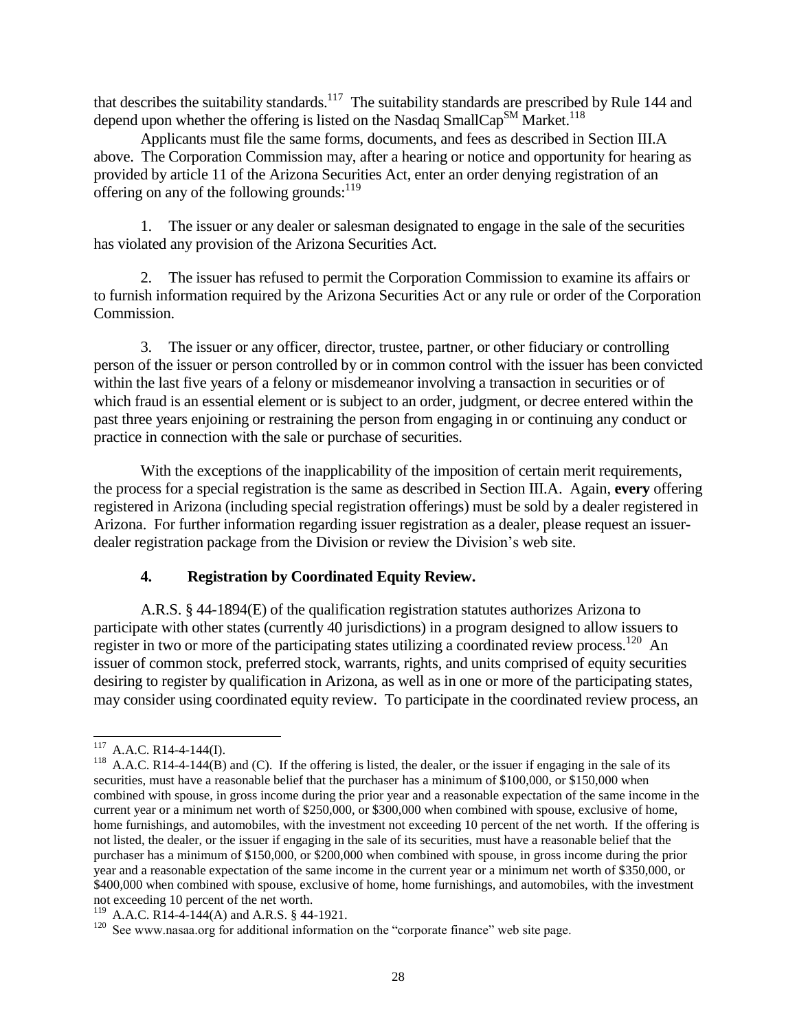that describes the suitability standards.[117] The suitability standards are prescribed by Rule 144 and depend upon whether the offering is listed on the Nasdaq SmallCap℠ Market.[118]

Applicants must file the same forms, documents, and fees as described in Section III.A above. The Corporation Commission may, after a hearing or notice and opportunity for hearing as provided by article 11 of the Arizona Securities Act, enter an order denying registration of an offering on any of the following grounds:[119]

1. The issuer or any dealer or salesman designated to engage in the sale of the securities has violated any provision of the Arizona Securities Act.

2. The issuer has refused to permit the Corporation Commission to examine its affairs or to furnish information required by the Arizona Securities Act or any rule or order of the Corporation Commission.

3. The issuer or any officer, director, trustee, partner, or other fiduciary or controlling person of the issuer or person controlled by or in common control with the issuer has been convicted within the last five years of a felony or misdemeanor involving a transaction in securities or of which fraud is an essential element or is subject to an order, judgment, or decree entered within the past three years enjoining or restraining the person from engaging in or continuing any conduct or practice in connection with the sale or purchase of securities.

With the exceptions of the inapplicability of the imposition of certain merit requirements, the process for a special registration is the same as described in Section III.A. Again, **every** offering registered in Arizona (including special registration offerings) must be sold by a dealer registered in Arizona. For further information regarding issuer registration as a dealer, please request an issuer-dealer registration package from the Division or review the Division's web site.

### 4. Registration by Coordinated Equity Review.

A.R.S. § 44-1894(E) of the qualification registration statutes authorizes Arizona to participate with other states (currently 40 jurisdictions) in a program designed to allow issuers to register in two or more of the participating states utilizing a coordinated review process.[120] An issuer of common stock, preferred stock, warrants, rights, and units comprised of equity securities desiring to register by qualification in Arizona, as well as in one or more of the participating states, may consider using coordinated equity review. To participate in the coordinated review process, an

---

[117] A.A.C. R14-4-144(I).

[118] A.A.C. R14-4-144(B) and (C). If the offering is listed, the dealer, or the issuer if engaging in the sale of its securities, must have a reasonable belief that the purchaser has a minimum of $100,000, or $150,000 when combined with spouse, in gross income during the prior year and a reasonable expectation of the same income in the current year or a minimum net worth of $250,000, or $300,000 when combined with spouse, exclusive of home, home furnishings, and automobiles, with the investment not exceeding 10 percent of the net worth. If the offering is not listed, the dealer, or the issuer if engaging in the sale of its securities, must have a reasonable belief that the purchaser has a minimum of $150,000, or $200,000 when combined with spouse, in gross income during the prior year and a reasonable expectation of the same income in the current year or a minimum net worth of $350,000, or $400,000 when combined with spouse, exclusive of home, home furnishings, and automobiles, with the investment not exceeding 10 percent of the net worth.

[119] A.A.C. R14-4-144(A) and A.R.S. § 44-1921.

[120] See www.nasaa.org for additional information on the "corporate finance" web site page.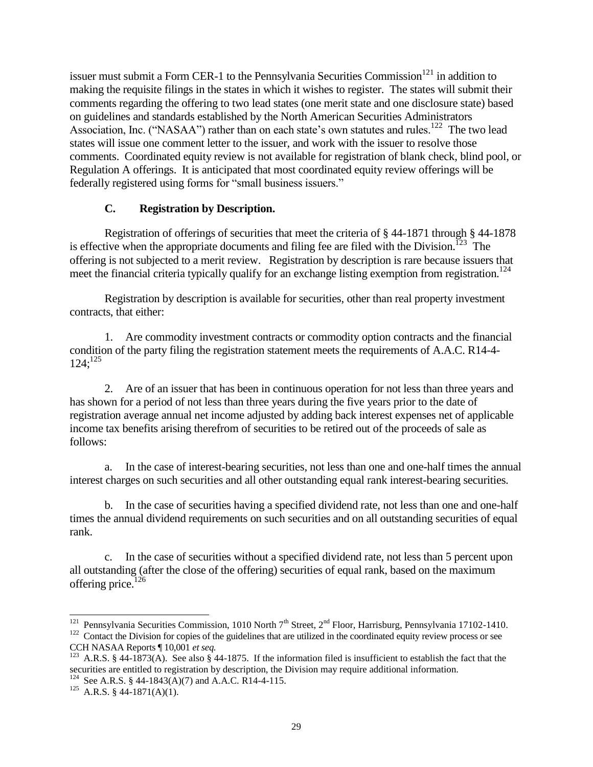issuer must submit a Form CER-1 to the Pennsylvania Securities Commission[121] in addition to making the requisite filings in the states in which it wishes to register. The states will submit their comments regarding the offering to two lead states (one merit state and one disclosure state) based on guidelines and standards established by the North American Securities Administrators Association, Inc. ("NASAA") rather than on each state's own statutes and rules.[122] The two lead states will issue one comment letter to the issuer, and work with the issuer to resolve those comments. Coordinated equity review is not available for registration of blank check, blind pool, or Regulation A offerings. It is anticipated that most coordinated equity review offerings will be federally registered using forms for "small business issuers."

### C. Registration by Description.

Registration of offerings of securities that meet the criteria of § 44-1871 through § 44-1878 is effective when the appropriate documents and filing fee are filed with the Division.[123] The offering is not subjected to a merit review. Registration by description is rare because issuers that meet the financial criteria typically qualify for an exchange listing exemption from registration.[124]

Registration by description is available for securities, other than real property investment contracts, that either:

1. Are commodity investment contracts or commodity option contracts and the financial condition of the party filing the registration statement meets the requirements of A.A.C. R14-4-124;[125]

2. Are of an issuer that has been in continuous operation for not less than three years and has shown for a period of not less than three years during the five years prior to the date of registration average annual net income adjusted by adding back interest expenses net of applicable income tax benefits arising therefrom of securities to be retired out of the proceeds of sale as follows:

   a. In the case of interest-bearing securities, not less than one and one-half times the annual interest charges on such securities and all other outstanding equal rank interest-bearing securities.

   b. In the case of securities having a specified dividend rate, not less than one and one-half times the annual dividend requirements on such securities and on all outstanding securities of equal rank.

   c. In the case of securities without a specified dividend rate, not less than 5 percent upon all outstanding (after the close of the offering) securities of equal rank, based on the maximum offering price.[126]

---

[121] Pennsylvania Securities Commission, 1010 North 7th Street, 2nd Floor, Harrisburg, Pennsylvania 17102-1410.

[122] Contact the Division for copies of the guidelines that are utilized in the coordinated equity review process or see CCH NASAA Reports ¶ 10,001 *et seq.*

[123] A.R.S. § 44-1873(A). See also § 44-1875. If the information filed is insufficient to establish the fact that the securities are entitled to registration by description, the Division may require additional information.

[124] See A.R.S. § 44-1843(A)(7) and A.A.C. R14-4-115.

[125] A.R.S. § 44-1871(A)(1).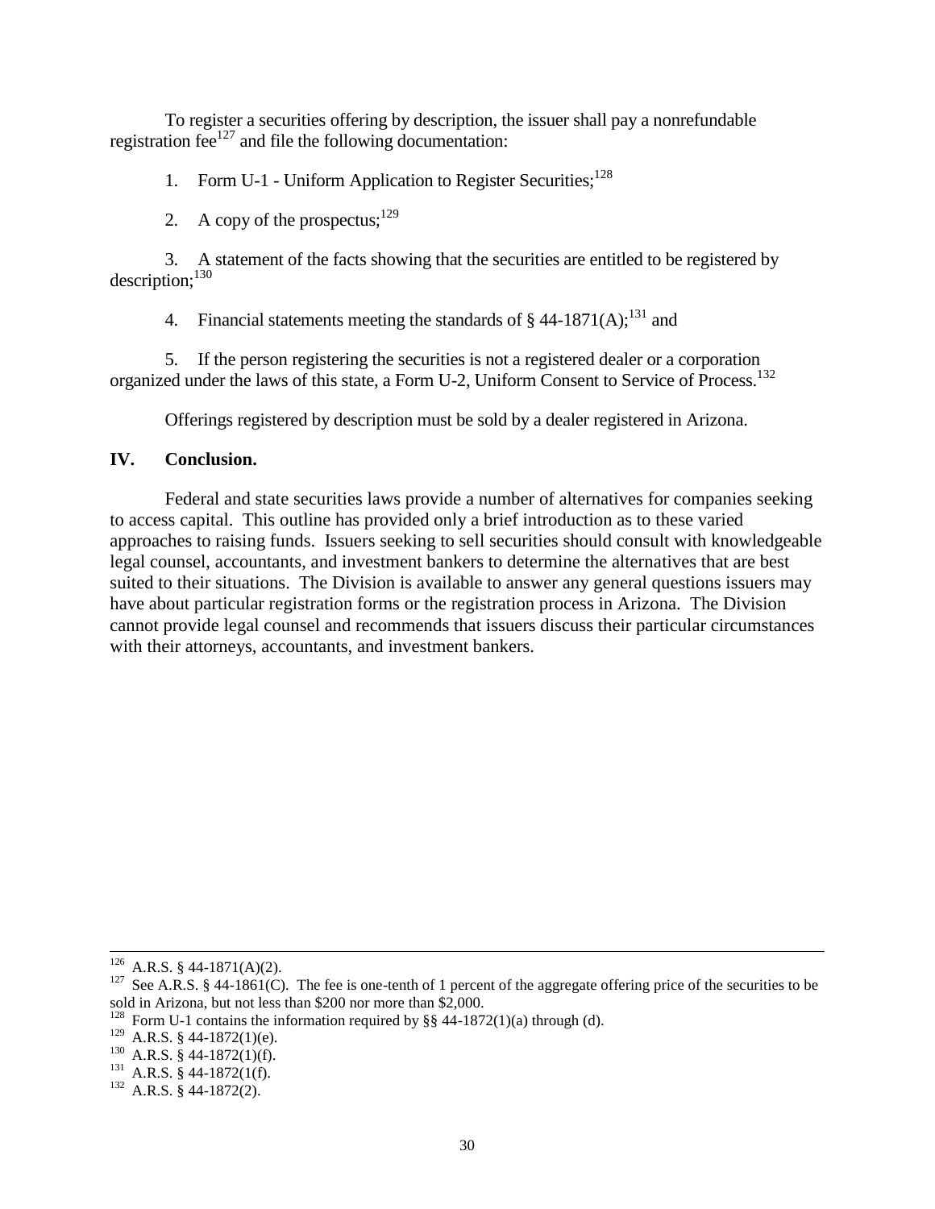To register a securities offering by description, the issuer shall pay a nonrefundable registration fee[127] and file the following documentation:

1. Form U-1 - Uniform Application to Register Securities;[128]

2. A copy of the prospectus;[129]

3. A statement of the facts showing that the securities are entitled to be registered by description;[130]

4. Financial statements meeting the standards of § 44-1871(A);[131] and

5. If the person registering the securities is not a registered dealer or a corporation organized under the laws of this state, a Form U-2, Uniform Consent to Service of Process.[132]

Offerings registered by description must be sold by a dealer registered in Arizona.

## IV. Conclusion.

Federal and state securities laws provide a number of alternatives for companies seeking to access capital. This outline has provided only a brief introduction as to these varied approaches to raising funds. Issuers seeking to sell securities should consult with knowledgeable legal counsel, accountants, and investment bankers to determine the alternatives that are best suited to their situations. The Division is available to answer any general questions issuers may have about particular registration forms or the registration process in Arizona. The Division cannot provide legal counsel and recommends that issuers discuss their particular circumstances with their attorneys, accountants, and investment bankers.

---

[126] A.R.S. § 44-1871(A)(2).

[127] See A.R.S. § 44-1861(C). The fee is one-tenth of 1 percent of the aggregate offering price of the securities to be sold in Arizona, but not less than $200 nor more than $2,000.

[128] Form U-1 contains the information required by §§ 44-1872(1)(a) through (d).

[129] A.R.S. § 44-1872(1)(e).

[130] A.R.S. § 44-1872(1)(f).

[131] A.R.S. § 44-1872(1(f).

[132] A.R.S. § 44-1872(2).